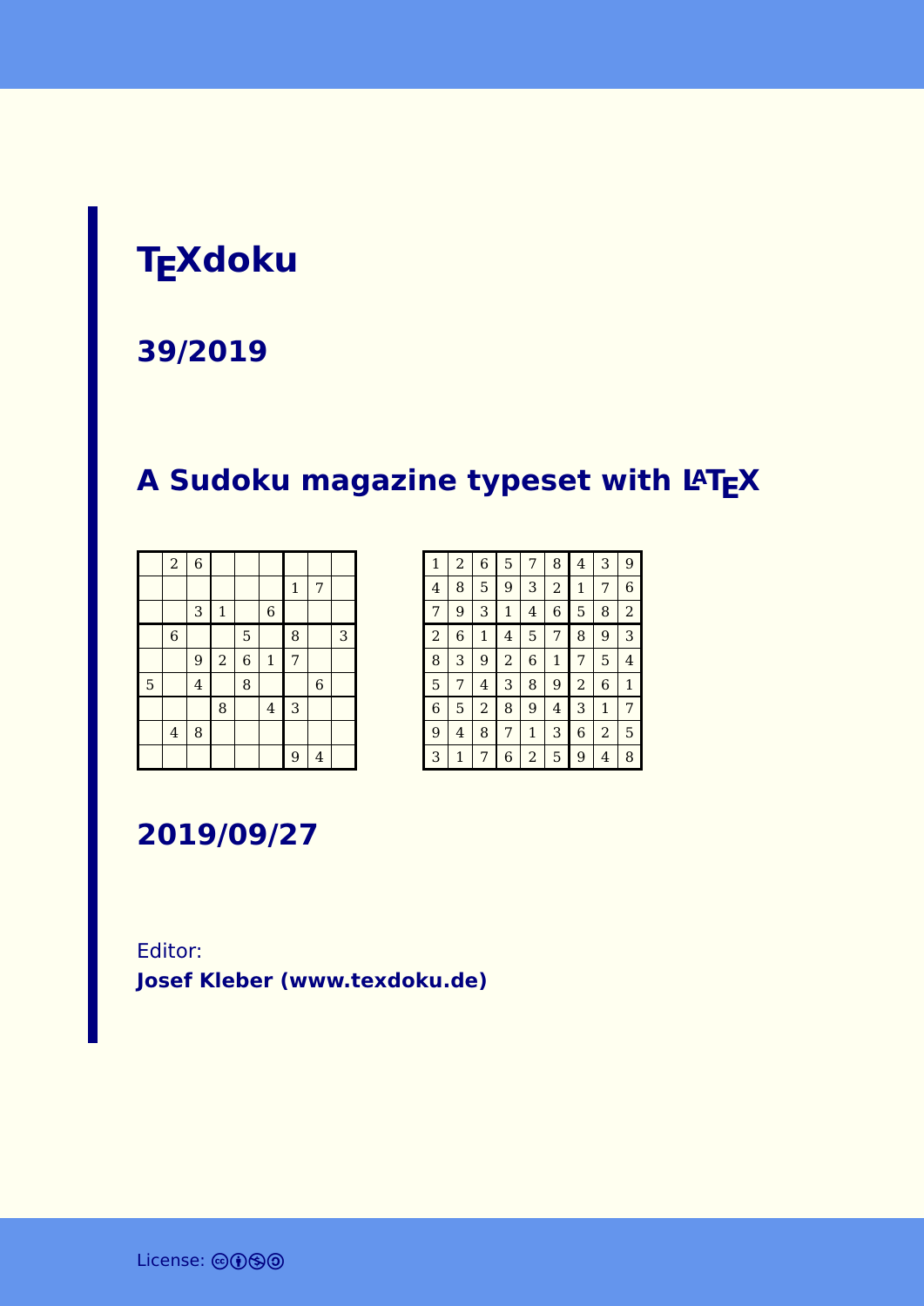# TEXdoku

## 39/2019

## A Sudoku magazine typeset with LATEX

|   |   |   |   |   |   |   |   |   |
|---|---|---|---|---|---|---|---|---|
|   | 2 | 6 |   |   |   |   |   |   |
|   |   |   |   |   |   | 1 | 7 |   |
|   |   | 3 | 1 |   | 6 |   |   |   |
|   | 6 |   |   | 5 |   | 8 |   | 3 |
|   |   | 9 | 2 | 6 | 1 | 7 |   |   |
| 5 |   | 4 |   | 8 |   |   | 6 |   |
|   |   |   | 8 |   | 4 | 3 |   |   |
|   | 4 | 8 |   |   |   |   |   |   |
|   |   |   |   |   |   | 9 | 4 |   |

|   |   |   |   |   |   |   |   |   |
|---|---|---|---|---|---|---|---|---|
| 1 | 2 | 6 | 5 | 7 | 8 | 4 | 3 | 9 |
| 4 | 8 | 5 | 9 | 3 | 2 | 1 | 7 | 6 |
| 7 | 9 | 3 | 1 | 4 | 6 | 5 | 8 | 2 |
| 2 | 6 | 1 | 4 | 5 | 7 | 8 | 9 | 3 |
| 8 | 3 | 9 | 2 | 6 | 1 | 7 | 5 | 4 |
| 5 | 7 | 4 | 3 | 8 | 9 | 2 | 6 | 1 |
| 6 | 5 | 2 | 8 | 9 | 4 | 3 | 1 | 7 |
| 9 | 4 | 8 | 7 | 1 | 3 | 6 | 2 | 5 |
| 3 | 1 | 7 | 6 | 2 | 5 | 9 | 4 | 8 |

## 2019/09/27

Editor:
**Josef Kleber (www.texdoku.de)**

License: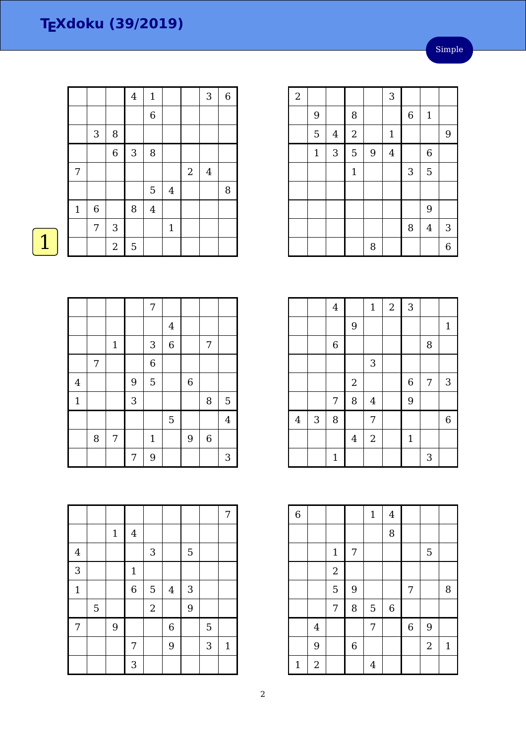# TEXdoku (39/2019)

Simple

1

| | | | | | | | | |
|---|---|---|---|---|---|---|---|---|
| | | | 4 | 1 | | | 3 | 6 |
| | | | | 6 | | | | |
| | 3 | 8 | | | | | | |
| | | 6 | 3 | 8 | | | | |
| 7 | | | | | | 2 | 4 | |
| | | | | 5 | 4 | | | 8 |
| 1 | 6 | | 8 | 4 | | | | |
| | 7 | 3 | | | 1 | | | |
| | | 2 | 5 | | | | | |

| | | | | | | | | |
|---|---|---|---|---|---|---|---|---|
| 2 | | | | | 3 | | | |
| | 9 | | 8 | | | 6 | 1 | |
| | 5 | 4 | 2 | | 1 | | | 9 |
| | 1 | 3 | 5 | 9 | 4 | | 6 | |
| | | | 1 | | | 3 | 5 | |
| | | | | | | | | |
| | | | | | | | 9 | |
| | | | | | | 8 | 4 | 3 |
| | | | | 8 | | | | 6 |

| | | | | | | | | |
|---|---|---|---|---|---|---|---|---|
| | | | | 7 | | | | |
| | | | | | 4 | | | |
| | | 1 | | 3 | 6 | | 7 | |
| | 7 | | | 6 | | | | |
| 4 | | | 9 | 5 | | 6 | | |
| 1 | | | 3 | | | | 8 | 5 |
| | | | | | 5 | | | 4 |
| | 8 | 7 | | 1 | | 9 | 6 | |
| | | | 7 | 9 | | | | 3 |

| | | | | | | | | |
|---|---|---|---|---|---|---|---|---|
| | | 4 | | 1 | 2 | 3 | | |
| | | | 9 | | | | | 1 |
| | | 6 | | | | | 8 | |
| | | | | 3 | | | | |
| | | | 2 | | | 6 | 7 | 3 |
| | | 7 | 8 | 4 | | 9 | | |
| 4 | 3 | 8 | | 7 | | | | 6 |
| | | | 4 | 2 | | 1 | | |
| | | 1 | | | | | 3 | |

| | | | | | | | | |
|---|---|---|---|---|---|---|---|---|
| | | | | | | | | 7 |
| | | 1 | 4 | | | | | |
| 4 | | | | 3 | | 5 | | |
| 3 | | | 1 | | | | | |
| 1 | | | 6 | 5 | 4 | 3 | | |
| | 5 | | | 2 | | 9 | | |
| 7 | | 9 | | | 6 | | 5 | |
| | | | 7 | | 9 | | 3 | 1 |
| | | | 3 | | | | | |

| | | | | | | | | |
|---|---|---|---|---|---|---|---|---|
| 6 | | | | 1 | 4 | | | |
| | | | | | 8 | | | |
| | | 1 | 7 | | | | 5 | |
| | | 2 | | | | | | |
| | | 5 | 9 | | | 7 | | 8 |
| | | 7 | 8 | 5 | 6 | | | |
| | 4 | | | 7 | | 6 | 9 | |
| | 9 | | 6 | | | | 2 | 1 |
| 1 | 2 | | | 4 | | | | |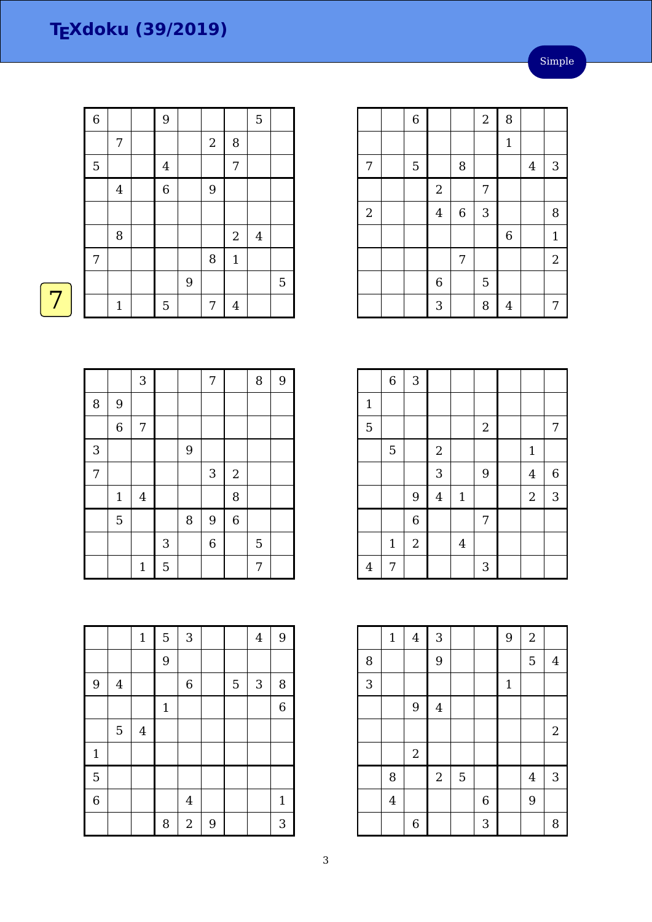# TEXdoku (39/2019)

Simple

7

| | | | | | | | | |
|---|---|---|---|---|---|---|---|---|
| 6 | | | 9 | | | | 5 | |
| | 7 | | | | 2 | 8 | | |
| 5 | | | 4 | | | 7 | | |
| | 4 | | 6 | | 9 | | | |
| | | | | | | | | |
| | 8 | | | | | 2 | 4 | |
| 7 | | | | | 8 | 1 | | |
| | | | | 9 | | | | 5 |
| | 1 | | 5 | | 7 | 4 | | |

| | | | | | | | | |
|---|---|---|---|---|---|---|---|---|
| | | 6 | | | 2 | 8 | | |
| | | | | | | 1 | | |
| 7 | | 5 | | 8 | | | 4 | 3 |
| | | | 2 | | 7 | | | |
| 2 | | | 4 | 6 | 3 | | | 8 |
| | | | | | | 6 | | 1 |
| | | | | 7 | | | | 2 |
| | | | 6 | | 5 | | | |
| | | | 3 | | 8 | 4 | | 7 |

| | | | | | | | | |
|---|---|---|---|---|---|---|---|---|
| | | 3 | | | 7 | | 8 | 9 |
| 8 | 9 | | | | | | | |
| | 6 | 7 | | | | | | |
| 3 | | | | 9 | | | | |
| 7 | | | | | 3 | 2 | | |
| | 1 | 4 | | | | 8 | | |
| | 5 | | | 8 | 9 | 6 | | |
| | | | 3 | | 6 | | 5 | |
| | | 1 | 5 | | | | 7 | |

| | | | | | | | | |
|---|---|---|---|---|---|---|---|---|
| | 6 | 3 | | | | | | |
| 1 | | | | | | | | |
| 5 | | | | | 2 | | | 7 |
| | 5 | | 2 | | | | 1 | |
| | | | 3 | | 9 | | 4 | 6 |
| | | 9 | 4 | 1 | | | 2 | 3 |
| | | 6 | | | 7 | | | |
| | 1 | 2 | | 4 | | | | |
| 4 | 7 | | | | 3 | | | |

| | | | | | | | | |
|---|---|---|---|---|---|---|---|---|
| | | 1 | 5 | 3 | | | 4 | 9 |
| | | | 9 | | | | | |
| 9 | 4 | | | 6 | | 5 | 3 | 8 |
| | | | 1 | | | | | 6 |
| | 5 | 4 | | | | | | |
| 1 | | | | | | | | |
| 5 | | | | | | | | |
| 6 | | | | 4 | | | | 1 |
| | | | 8 | 2 | 9 | | | 3 |

| | | | | | | | | |
|---|---|---|---|---|---|---|---|---|
| | 1 | 4 | 3 | | | 9 | 2 | |
| 8 | | | 9 | | | | 5 | 4 |
| 3 | | | | | | 1 | | |
| | | 9 | 4 | | | | | |
| | | | | | | | | 2 |
| | | 2 | | | | | | |
| | 8 | | 2 | 5 | | | 4 | 3 |
| | 4 | | | | 6 | | 9 | |
| | | 6 | | | 3 | | | 8 |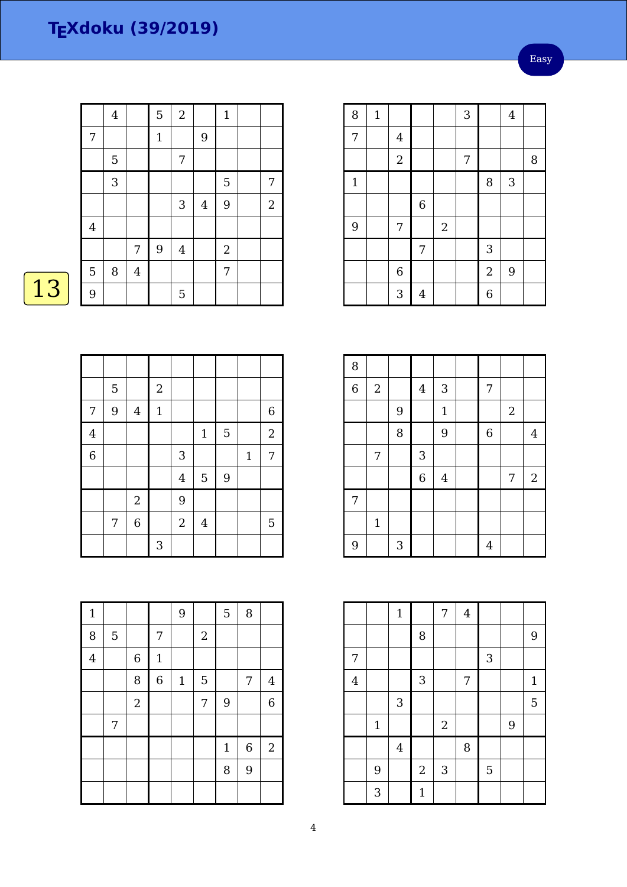# TEXdoku (39/2019)

Easy

13

| | 4 | | 5 | 2 | | 1 | | |
|---|---|---|---|---|---|---|---|---|
| 7 | | | 1 | | 9 | | | |
| | 5 | | | 7 | | | | |
| | 3 | | | | | 5 | | 7 |
| | | | | 3 | 4 | 9 | | 2 |
| 4 | | | | | | | | |
| | | 7 | 9 | 4 | | 2 | | |
| 5 | 8 | 4 | | | | 7 | | |
| 9 | | | | 5 | | | | |

| 8 | 1 | | | | 3 | | 4 | |
|---|---|---|---|---|---|---|---|---|
| 7 | | 4 | | | | | | |
| | | 2 | | | 7 | | | 8 |
| 1 | | | | | | 8 | 3 | |
| | | | 6 | | | | | |
| 9 | | 7 | | 2 | | | | |
| | | | 7 | | | 3 | | |
| | | 6 | | | | 2 | 9 | |
| | | 3 | 4 | | | 6 | | |

| | | | | | | | | |
|---|---|---|---|---|---|---|---|---|
| | 5 | | 2 | | | | | |
| 7 | 9 | 4 | 1 | | | | | 6 |
| 4 | | | | | 1 | 5 | | 2 |
| 6 | | | | 3 | | | 1 | 7 |
| | | | | 4 | 5 | 9 | | |
| | | 2 | | 9 | | | | |
| | 7 | 6 | | 2 | 4 | | | 5 |
| | | | 3 | | | | | |

| 8 | | | | | | | | |
|---|---|---|---|---|---|---|---|---|
| 6 | 2 | | 4 | 3 | | 7 | | |
| | | 9 | | 1 | | | 2 | |
| | | 8 | | 9 | | 6 | | 4 |
| | 7 | | 3 | | | | | |
| | | | 6 | 4 | | | 7 | 2 |
| 7 | | | | | | | | |
| | 1 | | | | | | | |
| 9 | | 3 | | | | 4 | | |

| 1 | | | | 9 | | 5 | 8 | |
|---|---|---|---|---|---|---|---|---|
| 8 | 5 | | 7 | | 2 | | | |
| 4 | | 6 | 1 | | | | | |
| | | 8 | 6 | 1 | 5 | | 7 | 4 |
| | | 2 | | | 7 | 9 | | 6 |
| | 7 | | | | | | | |
| | | | | | | 1 | 6 | 2 |
| | | | | | | 8 | 9 | |
| | | | | | | | | |

| | | 1 | | 7 | 4 | | | |
|---|---|---|---|---|---|---|---|---|
| | | | 8 | | | | | 9 |
| 7 | | | | | | 3 | | |
| 4 | | | 3 | | 7 | | | 1 |
| | | 3 | | | | | | 5 |
| | 1 | | | 2 | | | 9 | |
| | | 4 | | | 8 | | | |
| | 9 | | 2 | 3 | | 5 | | |
| | 3 | | 1 | | | | | |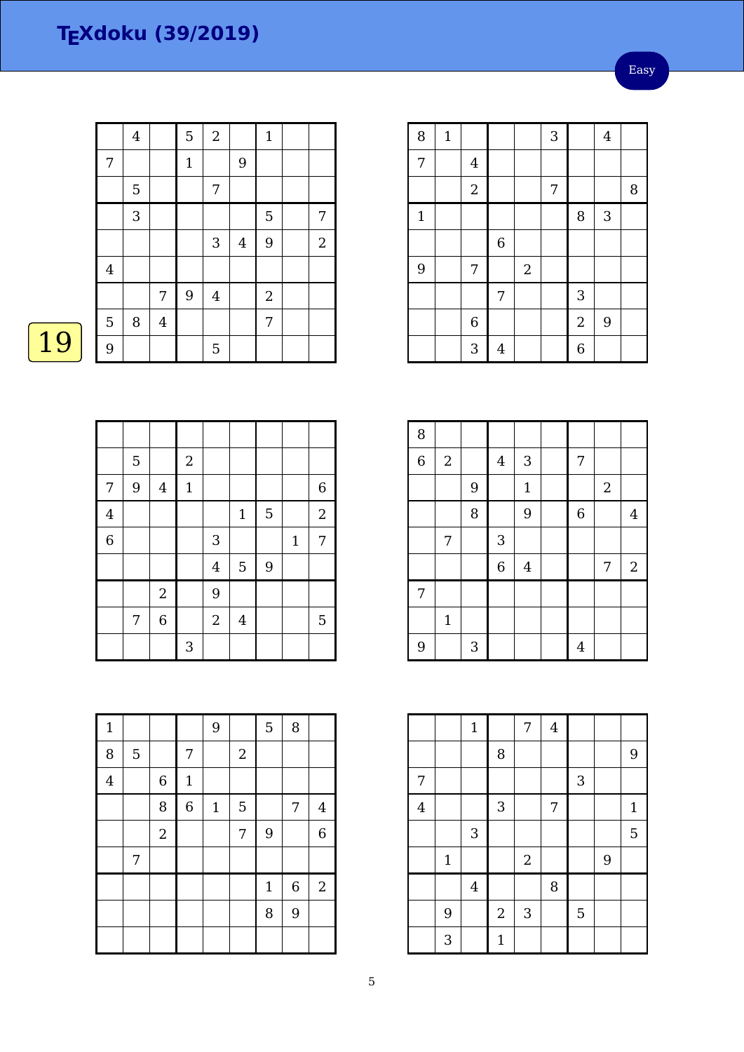# TEXdoku (39/2019)

Easy

19

|   |   |   |   |   |   |   |   |   |
|---|---|---|---|---|---|---|---|---|
|   | 4 |   | 5 | 2 |   | 1 |   |   |
| 7 |   |   | 1 |   | 9 |   |   |   |
|   | 5 |   |   | 7 |   |   |   |   |
|   | 3 |   |   |   |   | 5 |   | 7 |
|   |   |   |   | 3 | 4 | 9 |   | 2 |
| 4 |   |   |   |   |   |   |   |   |
|   |   | 7 | 9 | 4 |   | 2 |   |   |
| 5 | 8 | 4 |   |   |   | 7 |   |   |
| 9 |   |   |   | 5 |   |   |   |   |

|   |   |   |   |   |   |   |   |   |
|---|---|---|---|---|---|---|---|---|
| 8 | 1 |   |   |   | 3 |   | 4 |   |
| 7 |   | 4 |   |   |   |   |   |   |
|   |   | 2 |   |   | 7 |   |   | 8 |
| 1 |   |   |   |   |   | 8 | 3 |   |
|   |   |   | 6 |   |   |   |   |   |
| 9 |   | 7 |   | 2 |   |   |   |   |
|   |   |   | 7 |   |   | 3 |   |   |
|   |   | 6 |   |   |   | 2 | 9 |   |
|   |   | 3 | 4 |   |   | 6 |   |   |

|   |   |   |   |   |   |   |   |   |
|---|---|---|---|---|---|---|---|---|
|   |   |   |   |   |   |   |   |   |
|   | 5 |   | 2 |   |   |   |   |   |
| 7 | 9 | 4 | 1 |   |   |   |   | 6 |
| 4 |   |   |   |   | 1 | 5 |   | 2 |
| 6 |   |   |   | 3 |   |   | 1 | 7 |
|   |   |   |   | 4 | 5 | 9 |   |   |
|   |   | 2 |   | 9 |   |   |   |   |
|   | 7 | 6 |   | 2 | 4 |   |   | 5 |
|   |   |   | 3 |   |   |   |   |   |

|   |   |   |   |   |   |   |   |   |
|---|---|---|---|---|---|---|---|---|
| 8 |   |   |   |   |   |   |   |   |
| 6 | 2 |   | 4 | 3 |   | 7 |   |   |
|   |   | 9 |   | 1 |   |   | 2 |   |
|   |   | 8 |   | 9 |   | 6 |   | 4 |
|   | 7 |   | 3 |   |   |   |   |   |
|   |   |   | 6 | 4 |   |   | 7 | 2 |
| 7 |   |   |   |   |   |   |   |   |
|   | 1 |   |   |   |   |   |   |   |
| 9 |   | 3 |   |   |   | 4 |   |   |

|   |   |   |   |   |   |   |   |   |
|---|---|---|---|---|---|---|---|---|
| 1 |   |   |   | 9 |   | 5 | 8 |   |
| 8 | 5 |   | 7 |   | 2 |   |   |   |
| 4 |   | 6 | 1 |   |   |   |   |   |
|   |   | 8 | 6 | 1 | 5 |   | 7 | 4 |
|   |   | 2 |   |   | 7 | 9 |   | 6 |
|   | 7 |   |   |   |   |   |   |   |
|   |   |   |   |   |   | 1 | 6 | 2 |
|   |   |   |   |   |   | 8 | 9 |   |
|   |   |   |   |   |   |   |   |   |

|   |   |   |   |   |   |   |   |   |
|---|---|---|---|---|---|---|---|---|
|   |   | 1 |   | 7 | 4 |   |   |   |
|   |   |   | 8 |   |   |   |   | 9 |
| 7 |   |   |   |   |   | 3 |   |   |
| 4 |   |   | 3 |   | 7 |   |   | 1 |
|   |   | 3 |   |   |   |   |   | 5 |
|   | 1 |   |   | 2 |   |   | 9 |   |
|   |   | 4 |   |   | 8 |   |   |   |
|   | 9 |   | 2 | 3 |   | 5 |   |   |
|   | 3 |   | 1 |   |   |   |   |   |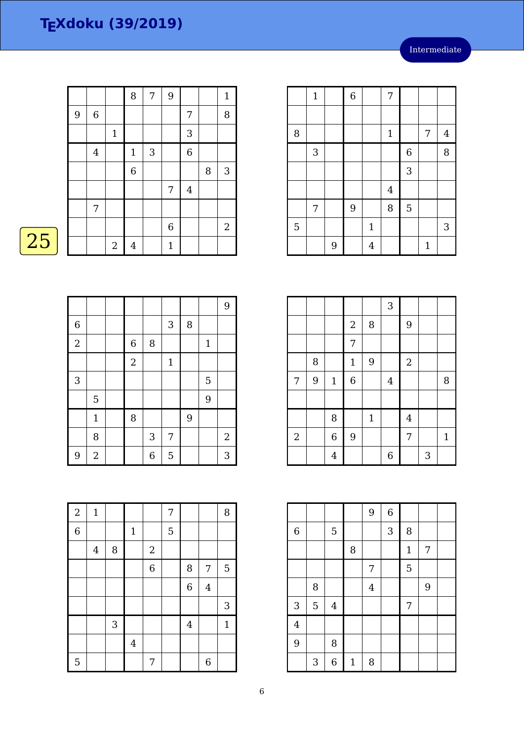# TEXdoku (39/2019)

Intermediate

25

| | | | | | | | | |
|---|---|---|---|---|---|---|---|---|
| | | | 8 | 7 | 9 | | | 1 |
| 9 | 6 | | | | | 7 | | 8 |
| | | 1 | | | | 3 | | |
| | 4 | | 1 | 3 | | 6 | | |
| | | | 6 | | | | 8 | 3 |
| | | | | | 7 | 4 | | |
| | 7 | | | | | | | |
| | | | | | 6 | | | 2 |
| | | 2 | 4 | | 1 | | | |

| | | | | | | | | |
|---|---|---|---|---|---|---|---|---|
| | 1 | | 6 | | 7 | | | |
| | | | | | | | | |
| 8 | | | | | 1 | | 7 | 4 |
| | 3 | | | | | 6 | | 8 |
| | | | | | | 3 | | |
| | | | | | 4 | | | |
| | 7 | | 9 | | 8 | 5 | | |
| 5 | | | | 1 | | | | 3 |
| | | 9 | | 4 | | | 1 | |

| | | | | | | | | |
|---|---|---|---|---|---|---|---|---|
| | | | | | | | | 9 |
| 6 | | | | | 3 | 8 | | |
| 2 | | | 6 | 8 | | | 1 | |
| | | | 2 | | 1 | | | |
| 3 | | | | | | | 5 | |
| | 5 | | | | | | 9 | |
| | 1 | | 8 | | | 9 | | |
| | 8 | | | 3 | 7 | | | 2 |
| 9 | 2 | | | 6 | 5 | | | 3 |

| | | | | | | | | |
|---|---|---|---|---|---|---|---|---|
| | | | | | 3 | | | |
| | | | 2 | 8 | | 9 | | |
| | | | 7 | | | | | |
| | 8 | | 1 | 9 | | 2 | | |
| 7 | 9 | 1 | 6 | | 4 | | | 8 |
| | | | | | | | | |
| | | 8 | | 1 | | 4 | | |
| 2 | | 6 | 9 | | | 7 | | 1 |
| | | 4 | | | 6 | | 3 | |

| | | | | | | | | |
|---|---|---|---|---|---|---|---|---|
| 2 | 1 | | | | 7 | | | 8 |
| 6 | | | 1 | | 5 | | | |
| | 4 | 8 | | 2 | | | | |
| | | | | 6 | | 8 | 7 | 5 |
| | | | | | | 6 | 4 | |
| | | | | | | | | 3 |
| | | 3 | | | | 4 | | 1 |
| | | | 4 | | | | | |
| 5 | | | | 7 | | | 6 | |

| | | | | | | | | |
|---|---|---|---|---|---|---|---|---|
| | | | | 9 | 6 | | | |
| 6 | | 5 | | | 3 | 8 | | |
| | | | 8 | | | 1 | 7 | |
| | | | | 7 | | 5 | | |
| | 8 | | | 4 | | | 9 | |
| 3 | 5 | 4 | | | | 7 | | |
| 4 | | | | | | | | |
| 9 | | 8 | | | | | | |
| | 3 | 6 | 1 | 8 | | | | |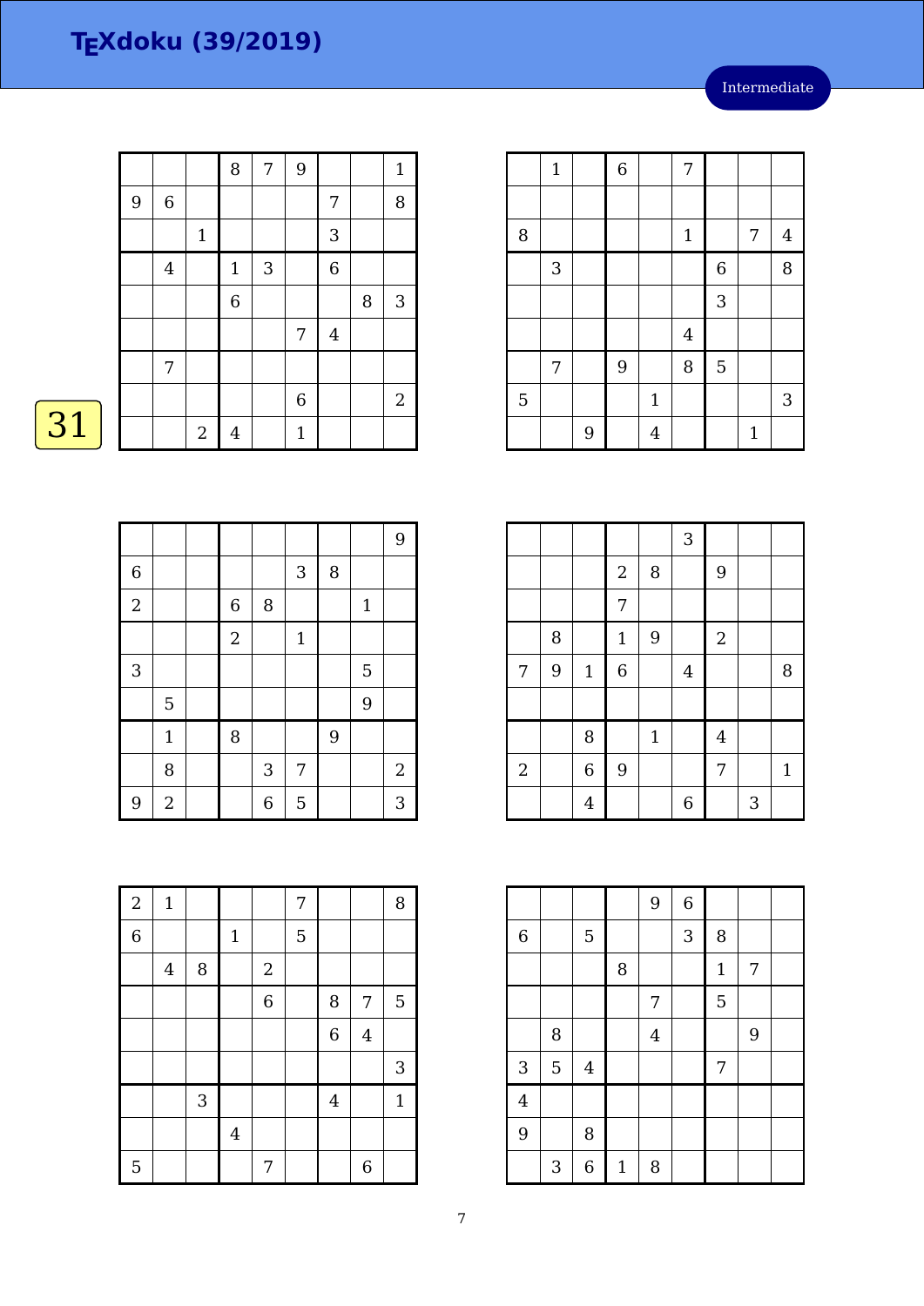# TEXdoku (39/2019)

Intermediate

31

|   |   |   |   |   |   |   |   |   |
|---|---|---|---|---|---|---|---|---|
|   |   |   | 8 | 7 | 9 |   |   | 1 |
| 9 | 6 |   |   |   |   | 7 |   | 8 |
|   |   | 1 |   |   |   | 3 |   |   |
|   | 4 |   | 1 | 3 |   | 6 |   |   |
|   |   |   | 6 |   |   |   | 8 | 3 |
|   |   |   |   |   | 7 | 4 |   |   |
|   | 7 |   |   |   |   |   |   |   |
|   |   |   |   |   | 6 |   |   | 2 |
|   |   | 2 | 4 |   | 1 |   |   |   |

|   |   |   |   |   |   |   |   |   |
|---|---|---|---|---|---|---|---|---|
|   | 1 |   | 6 |   | 7 |   |   |   |
|   |   |   |   |   |   |   |   |   |
| 8 |   |   |   |   | 1 |   | 7 | 4 |
|   | 3 |   |   |   |   | 6 |   | 8 |
|   |   |   |   |   |   | 3 |   |   |
|   |   |   |   |   | 4 |   |   |   |
|   | 7 |   | 9 |   | 8 | 5 |   |   |
| 5 |   |   |   | 1 |   |   |   | 3 |
|   |   | 9 |   | 4 |   |   | 1 |   |

|   |   |   |   |   |   |   |   |   |
|---|---|---|---|---|---|---|---|---|
|   |   |   |   |   |   |   |   | 9 |
| 6 |   |   |   |   | 3 | 8 |   |   |
| 2 |   |   | 6 | 8 |   |   | 1 |   |
|   |   |   | 2 |   | 1 |   |   |   |
| 3 |   |   |   |   |   |   | 5 |   |
|   | 5 |   |   |   |   |   | 9 |   |
|   | 1 |   | 8 |   |   | 9 |   |   |
|   | 8 |   |   | 3 | 7 |   |   | 2 |
| 9 | 2 |   |   | 6 | 5 |   |   | 3 |

|   |   |   |   |   |   |   |   |   |
|---|---|---|---|---|---|---|---|---|
|   |   |   |   |   | 3 |   |   |   |
|   |   |   | 2 | 8 |   | 9 |   |   |
|   |   |   | 7 |   |   |   |   |   |
|   | 8 |   | 1 | 9 |   | 2 |   |   |
| 7 | 9 | 1 | 6 |   | 4 |   |   | 8 |
|   |   |   |   |   |   |   |   |   |
|   |   | 8 |   | 1 |   | 4 |   |   |
| 2 |   | 6 | 9 |   |   | 7 |   | 1 |
|   |   | 4 |   |   | 6 |   | 3 |   |

|   |   |   |   |   |   |   |   |   |
|---|---|---|---|---|---|---|---|---|
| 2 | 1 |   |   |   | 7 |   |   | 8 |
| 6 |   |   | 1 |   | 5 |   |   |   |
|   | 4 | 8 |   | 2 |   |   |   |   |
|   |   |   |   | 6 |   | 8 | 7 | 5 |
|   |   |   |   |   |   | 6 | 4 |   |
|   |   |   |   |   |   |   |   | 3 |
|   |   | 3 |   |   |   | 4 |   | 1 |
|   |   |   | 4 |   |   |   |   |   |
| 5 |   |   |   | 7 |   |   | 6 |   |

|   |   |   |   |   |   |   |   |   |
|---|---|---|---|---|---|---|---|---|
|   |   |   |   | 9 | 6 |   |   |   |
| 6 |   | 5 |   |   | 3 | 8 |   |   |
|   |   |   | 8 |   |   | 1 | 7 |   |
|   |   |   |   | 7 |   | 5 |   |   |
|   | 8 |   |   | 4 |   |   | 9 |   |
| 3 | 5 | 4 |   |   |   | 7 |   |   |
| 4 |   |   |   |   |   |   |   |   |
| 9 |   | 8 |   |   |   |   |   |   |
|   | 3 | 6 | 1 | 8 |   |   |   |   |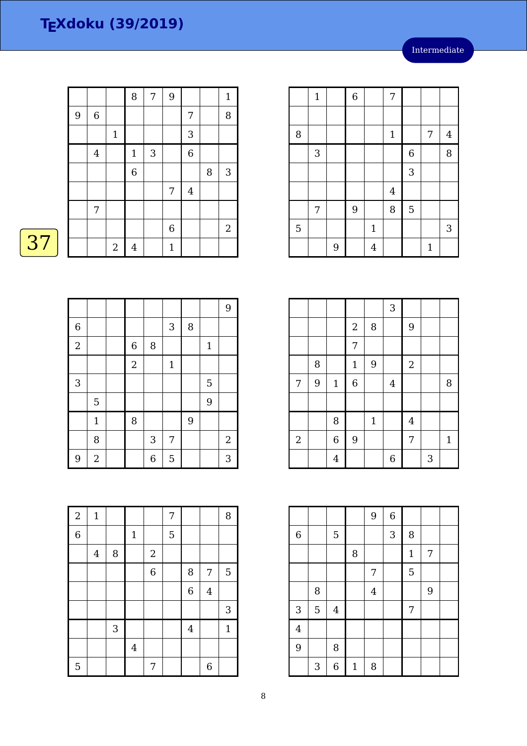# TEXdoku (39/2019)

Intermediate

37

|   |   |   |   |   |   |   |   |   |
|---|---|---|---|---|---|---|---|---|
|   |   |   | 8 | 7 | 9 |   |   | 1 |
| 9 | 6 |   |   |   |   | 7 |   | 8 |
|   |   | 1 |   |   |   | 3 |   |   |
|   | 4 |   | 1 | 3 |   | 6 |   |   |
|   |   |   | 6 |   |   |   | 8 | 3 |
|   |   |   |   |   | 7 | 4 |   |   |
|   | 7 |   |   |   |   |   |   |   |
|   |   |   |   |   | 6 |   |   | 2 |
|   |   | 2 | 4 |   | 1 |   |   |   |

|   |   |   |   |   |   |   |   |   |
|---|---|---|---|---|---|---|---|---|
|   | 1 |   | 6 |   | 7 |   |   |   |
|   |   |   |   |   |   |   |   |   |
| 8 |   |   |   |   | 1 |   | 7 | 4 |
|   | 3 |   |   |   |   | 6 |   | 8 |
|   |   |   |   |   |   | 3 |   |   |
|   |   |   |   |   | 4 |   |   |   |
|   | 7 |   | 9 |   | 8 | 5 |   |   |
| 5 |   |   |   | 1 |   |   |   | 3 |
|   |   | 9 |   | 4 |   |   | 1 |   |

|   |   |   |   |   |   |   |   |   |
|---|---|---|---|---|---|---|---|---|
|   |   |   |   |   |   |   |   | 9 |
| 6 |   |   |   |   | 3 | 8 |   |   |
| 2 |   |   | 6 | 8 |   |   | 1 |   |
|   |   |   | 2 |   | 1 |   |   |   |
| 3 |   |   |   |   |   |   | 5 |   |
|   | 5 |   |   |   |   |   | 9 |   |
|   | 1 |   | 8 |   |   | 9 |   |   |
|   | 8 |   |   | 3 | 7 |   |   | 2 |
| 9 | 2 |   |   | 6 | 5 |   |   | 3 |

|   |   |   |   |   |   |   |   |   |
|---|---|---|---|---|---|---|---|---|
|   |   |   |   |   | 3 |   |   |   |
|   |   |   | 2 | 8 |   | 9 |   |   |
|   |   |   | 7 |   |   |   |   |   |
|   | 8 |   | 1 | 9 |   | 2 |   |   |
| 7 | 9 | 1 | 6 |   | 4 |   |   | 8 |
|   |   |   |   |   |   |   |   |   |
|   |   | 8 |   | 1 |   | 4 |   |   |
| 2 |   | 6 | 9 |   |   | 7 |   | 1 |
|   |   | 4 |   |   | 6 |   | 3 |   |

|   |   |   |   |   |   |   |   |   |
|---|---|---|---|---|---|---|---|---|
| 2 | 1 |   |   |   | 7 |   |   | 8 |
| 6 |   |   | 1 |   | 5 |   |   |   |
|   | 4 | 8 |   | 2 |   |   |   |   |
|   |   |   |   | 6 |   | 8 | 7 | 5 |
|   |   |   |   |   |   | 6 | 4 |   |
|   |   |   |   |   |   |   |   | 3 |
|   |   | 3 |   |   |   | 4 |   | 1 |
|   |   |   | 4 |   |   |   |   |   |
| 5 |   |   |   | 7 |   |   | 6 |   |

|   |   |   |   |   |   |   |   |   |
|---|---|---|---|---|---|---|---|---|
|   |   |   |   | 9 | 6 |   |   |   |
| 6 |   | 5 |   |   | 3 | 8 |   |   |
|   |   |   | 8 |   |   | 1 | 7 |   |
|   |   |   |   | 7 |   | 5 |   |   |
|   | 8 |   |   | 4 |   |   | 9 |   |
| 3 | 5 | 4 |   |   |   | 7 |   |   |
| 4 |   |   |   |   |   |   |   |   |
| 9 |   | 8 |   |   |   |   |   |   |
|   | 3 | 6 | 1 | 8 |   |   |   |   |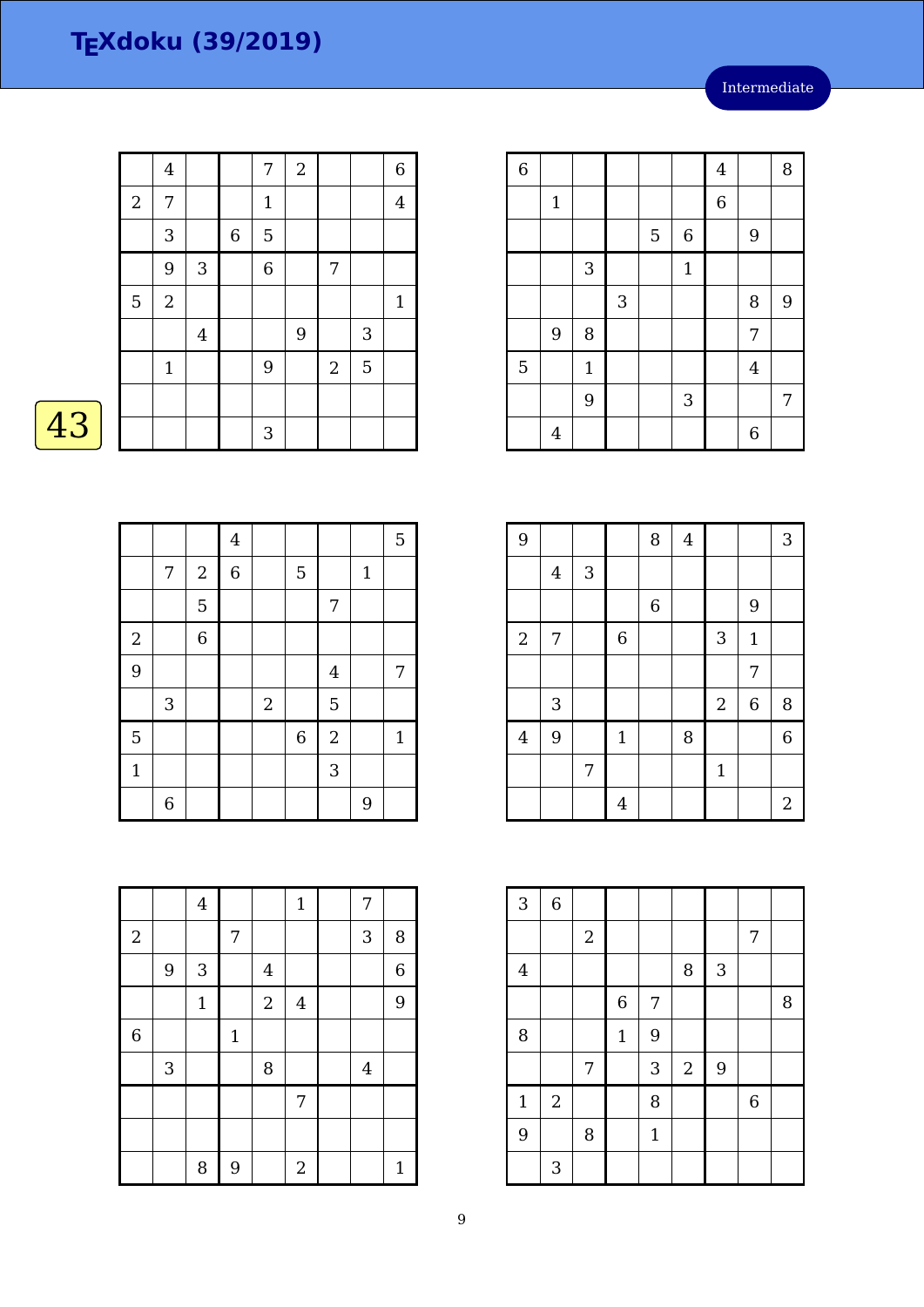# TEXdoku (39/2019)

Intermediate

43

|   |   |   |   |   |   |   |   |   |
|---|---|---|---|---|---|---|---|---|
|   | 4 |   |   | 7 | 2 |   |   | 6 |
| 2 | 7 |   |   | 1 |   |   |   | 4 |
|   | 3 |   | 6 | 5 |   |   |   |   |
|   | 9 | 3 |   | 6 |   | 7 |   |   |
| 5 | 2 |   |   |   |   |   |   | 1 |
|   |   | 4 |   |   | 9 |   | 3 |   |
|   | 1 |   |   | 9 |   | 2 | 5 |   |
|   |   |   |   |   |   |   |   |   |
|   |   |   |   | 3 |   |   |   |   |

|   |   |   |   |   |   |   |   |   |
|---|---|---|---|---|---|---|---|---|
| 6 |   |   |   |   |   | 4 |   | 8 |
|   | 1 |   |   |   |   | 6 |   |   |
|   |   |   |   | 5 | 6 |   | 9 |   |
|   |   | 3 |   |   | 1 |   |   |   |
|   |   |   | 3 |   |   |   | 8 | 9 |
|   | 9 | 8 |   |   |   |   | 7 |   |
| 5 |   | 1 |   |   |   |   | 4 |   |
|   |   | 9 |   |   | 3 |   |   | 7 |
|   | 4 |   |   |   |   |   | 6 |   |

|   |   |   |   |   |   |   |   |   |
|---|---|---|---|---|---|---|---|---|
|   |   |   | 4 |   |   |   |   | 5 |
|   | 7 | 2 | 6 |   | 5 |   | 1 |   |
|   |   | 5 |   |   |   | 7 |   |   |
| 2 |   | 6 |   |   |   |   |   |   |
| 9 |   |   |   |   |   | 4 |   | 7 |
|   | 3 |   |   | 2 |   | 5 |   |   |
| 5 |   |   |   |   | 6 | 2 |   | 1 |
| 1 |   |   |   |   |   | 3 |   |   |
|   | 6 |   |   |   |   |   | 9 |   |

|   |   |   |   |   |   |   |   |   |
|---|---|---|---|---|---|---|---|---|
| 9 |   |   |   | 8 | 4 |   |   | 3 |
|   | 4 | 3 |   |   |   |   |   |   |
|   |   |   |   | 6 |   |   | 9 |   |
| 2 | 7 |   | 6 |   |   | 3 | 1 |   |
|   |   |   |   |   |   |   | 7 |   |
|   | 3 |   |   |   |   | 2 | 6 | 8 |
| 4 | 9 |   | 1 |   | 8 |   |   | 6 |
|   |   | 7 |   |   |   | 1 |   |   |
|   |   |   | 4 |   |   |   |   | 2 |

|   |   |   |   |   |   |   |   |   |
|---|---|---|---|---|---|---|---|---|
|   |   | 4 |   |   | 1 |   | 7 |   |
| 2 |   |   | 7 |   |   |   | 3 | 8 |
|   | 9 | 3 |   | 4 |   |   |   | 6 |
|   |   | 1 |   | 2 | 4 |   |   | 9 |
| 6 |   |   | 1 |   |   |   |   |   |
|   | 3 |   |   | 8 |   |   | 4 |   |
|   |   |   |   |   | 7 |   |   |   |
|   |   |   |   |   |   |   |   |   |
|   |   | 8 | 9 |   | 2 |   |   | 1 |

|   |   |   |   |   |   |   |   |   |
|---|---|---|---|---|---|---|---|---|
| 3 | 6 |   |   |   |   |   |   |   |
|   |   | 2 |   |   |   |   | 7 |   |
| 4 |   |   |   |   | 8 | 3 |   |   |
|   |   |   | 6 | 7 |   |   |   | 8 |
| 8 |   |   | 1 | 9 |   |   |   |   |
|   |   | 7 |   | 3 | 2 | 9 |   |   |
| 1 | 2 |   |   | 8 |   |   | 6 |   |
| 9 |   | 8 |   | 1 |   |   |   |   |
|   | 3 |   |   |   |   |   |   |   |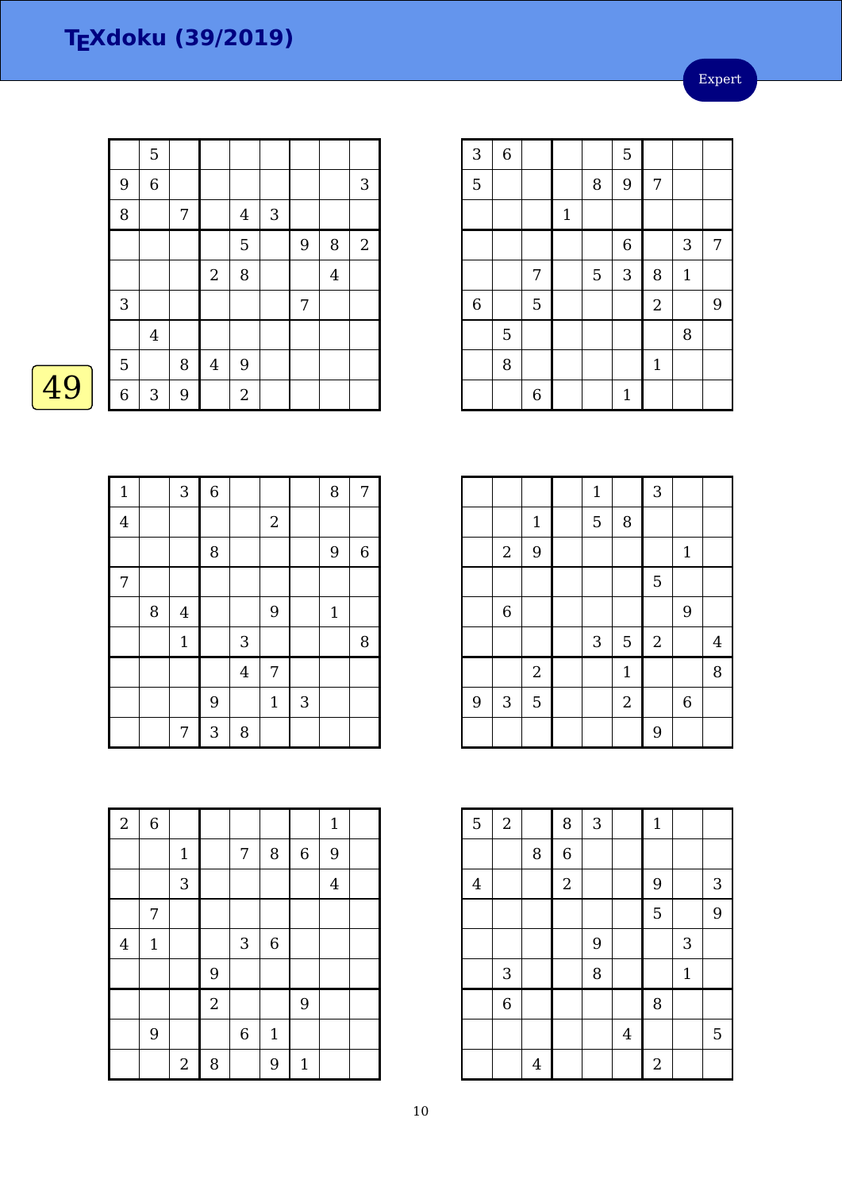# TEXdoku (39/2019)

Expert

49

|   |   |   |   |   |   |   |   |   |
|---|---|---|---|---|---|---|---|---|
|   | 5 |   |   |   |   |   |   |   |
| 9 | 6 |   |   |   |   |   |   | 3 |
| 8 |   | 7 |   | 4 | 3 |   |   |   |
|   |   |   |   | 5 |   | 9 | 8 | 2 |
|   |   |   | 2 | 8 |   |   | 4 |   |
| 3 |   |   |   |   |   | 7 |   |   |
|   | 4 |   |   |   |   |   |   |   |
| 5 |   | 8 | 4 | 9 |   |   |   |   |
| 6 | 3 | 9 |   | 2 |   |   |   |   |

|   |   |   |   |   |   |   |   |   |
|---|---|---|---|---|---|---|---|---|
| 3 | 6 |   |   |   | 5 |   |   |   |
| 5 |   |   |   | 8 | 9 | 7 |   |   |
|   |   |   | 1 |   |   |   |   |   |
|   |   |   |   |   | 6 |   | 3 | 7 |
|   |   | 7 |   | 5 | 3 | 8 | 1 |   |
| 6 |   | 5 |   |   |   | 2 |   | 9 |
|   | 5 |   |   |   |   |   | 8 |   |
|   | 8 |   |   |   |   | 1 |   |   |
|   |   | 6 |   |   | 1 |   |   |   |

|   |   |   |   |   |   |   |   |   |
|---|---|---|---|---|---|---|---|---|
| 1 |   | 3 | 6 |   |   |   | 8 | 7 |
| 4 |   |   |   |   | 2 |   |   |   |
|   |   |   | 8 |   |   |   | 9 | 6 |
| 7 |   |   |   |   |   |   |   |   |
|   | 8 | 4 |   |   | 9 |   | 1 |   |
|   |   | 1 |   | 3 |   |   |   | 8 |
|   |   |   |   | 4 | 7 |   |   |   |
|   |   |   | 9 |   | 1 | 3 |   |   |
|   |   | 7 | 3 | 8 |   |   |   |   |

|   |   |   |   |   |   |   |   |   |
|---|---|---|---|---|---|---|---|---|
|   |   |   |   | 1 |   | 3 |   |   |
|   |   | 1 |   | 5 | 8 |   |   |   |
|   | 2 | 9 |   |   |   |   | 1 |   |
|   |   |   |   |   |   | 5 |   |   |
|   | 6 |   |   |   |   |   | 9 |   |
|   |   |   |   | 3 | 5 | 2 |   | 4 |
|   |   | 2 |   |   | 1 |   |   | 8 |
| 9 | 3 | 5 |   |   | 2 |   | 6 |   |
|   |   |   |   |   |   | 9 |   |   |

|   |   |   |   |   |   |   |   |   |
|---|---|---|---|---|---|---|---|---|
| 2 | 6 |   |   |   |   |   | 1 |   |
|   |   | 1 |   | 7 | 8 | 6 | 9 |   |
|   |   | 3 |   |   |   |   | 4 |   |
|   | 7 |   |   |   |   |   |   |   |
| 4 | 1 |   |   | 3 | 6 |   |   |   |
|   |   |   | 9 |   |   |   |   |   |
|   |   |   | 2 |   |   | 9 |   |   |
|   | 9 |   |   | 6 | 1 |   |   |   |
|   |   | 2 | 8 |   | 9 | 1 |   |   |

|   |   |   |   |   |   |   |   |   |
|---|---|---|---|---|---|---|---|---|
| 5 | 2 |   | 8 | 3 |   | 1 |   |   |
|   |   | 8 | 6 |   |   |   |   |   |
| 4 |   |   | 2 |   |   | 9 |   | 3 |
|   |   |   |   |   |   | 5 |   | 9 |
|   |   |   |   | 9 |   |   | 3 |   |
|   | 3 |   |   | 8 |   |   | 1 |   |
|   | 6 |   |   |   |   | 8 |   |   |
|   |   |   |   |   | 4 |   |   | 5 |
|   |   | 4 |   |   |   | 2 |   |   |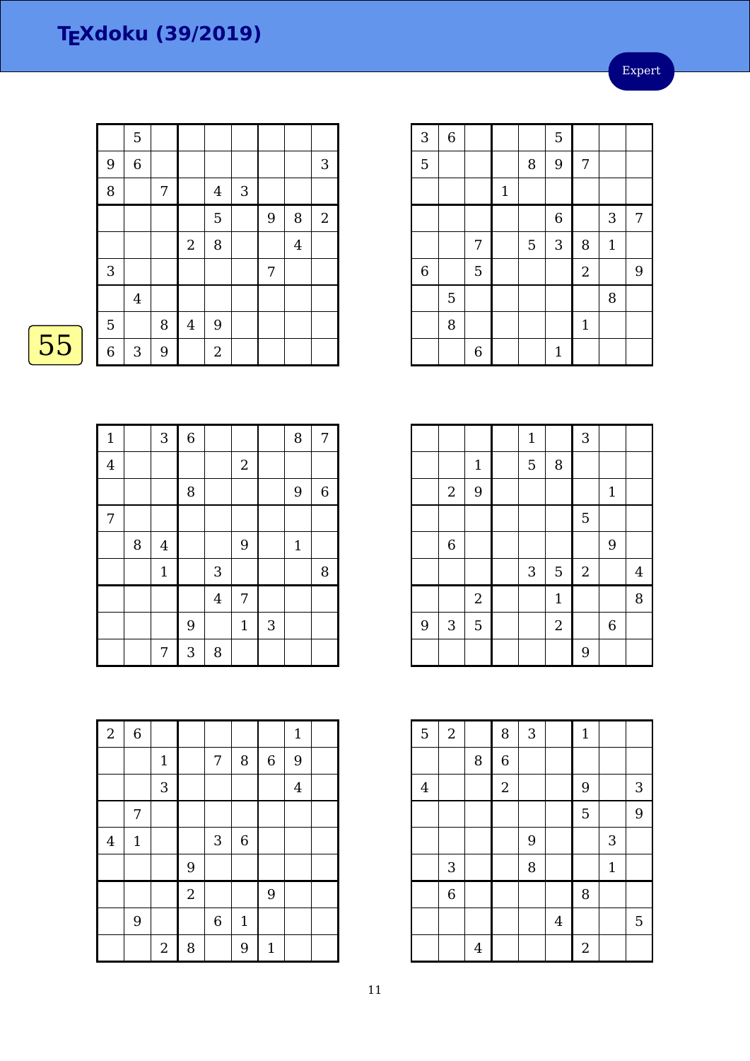# TEXdoku (39/2019)

Expert

55

| | | | | | | | | |
|---|---|---|---|---|---|---|---|---|
| | 5 | | | | | | | |
| 9 | 6 | | | | | | | 3 |
| 8 | | 7 | | 4 | 3 | | | |
| | | | | 5 | | 9 | 8 | 2 |
| | | | 2 | 8 | | | 4 | |
| 3 | | | | | | 7 | | |
| | 4 | | | | | | | |
| 5 | | 8 | 4 | 9 | | | | |
| 6 | 3 | 9 | | 2 | | | | |

| | | | | | | | | |
|---|---|---|---|---|---|---|---|---|
| 3 | 6 | | | | 5 | | | |
| 5 | | | | 8 | 9 | 7 | | |
| | | | 1 | | | | | |
| | | | | | 6 | | 3 | 7 |
| | | 7 | | 5 | 3 | 8 | 1 | |
| 6 | | 5 | | | | 2 | | 9 |
| | 5 | | | | | | 8 | |
| | 8 | | | | | 1 | | |
| | | 6 | | | 1 | | | |

| | | | | | | | | |
|---|---|---|---|---|---|---|---|---|
| 1 | | 3 | 6 | | | | 8 | 7 |
| 4 | | | | | 2 | | | |
| | | | 8 | | | | 9 | 6 |
| 7 | | | | | | | | |
| | 8 | 4 | | | 9 | | 1 | |
| | | 1 | | 3 | | | | 8 |
| | | | | 4 | 7 | | | |
| | | | 9 | | 1 | 3 | | |
| | | 7 | 3 | 8 | | | | |

| | | | | | | | | |
|---|---|---|---|---|---|---|---|---|
| | | | | 1 | | 3 | | |
| | | 1 | | 5 | 8 | | | |
| | 2 | 9 | | | | | 1 | |
| | | | | | | 5 | | |
| | 6 | | | | | | 9 | |
| | | | | 3 | 5 | 2 | | 4 |
| | | 2 | | | 1 | | | 8 |
| 9 | 3 | 5 | | | 2 | | 6 | |
| | | | | | | 9 | | |

| | | | | | | | | |
|---|---|---|---|---|---|---|---|---|
| 2 | 6 | | | | | | 1 | |
| | | 1 | | 7 | 8 | 6 | 9 | |
| | | 3 | | | | | 4 | |
| | 7 | | | | | | | |
| 4 | 1 | | | 3 | 6 | | | |
| | | | 9 | | | | | |
| | | | 2 | | | 9 | | |
| | 9 | | | 6 | 1 | | | |
| | | 2 | 8 | | 9 | 1 | | |

| | | | | | | | | |
|---|---|---|---|---|---|---|---|---|
| 5 | 2 | | 8 | 3 | | 1 | | |
| | | 8 | 6 | | | | | |
| 4 | | | 2 | | | 9 | | 3 |
| | | | | | | 5 | | 9 |
| | | | | 9 | | | 3 | |
| | 3 | | | 8 | | | 1 | |
| | 6 | | | | | 8 | | |
| | | | | | 4 | | | 5 |
| | | 4 | | | | 2 | | |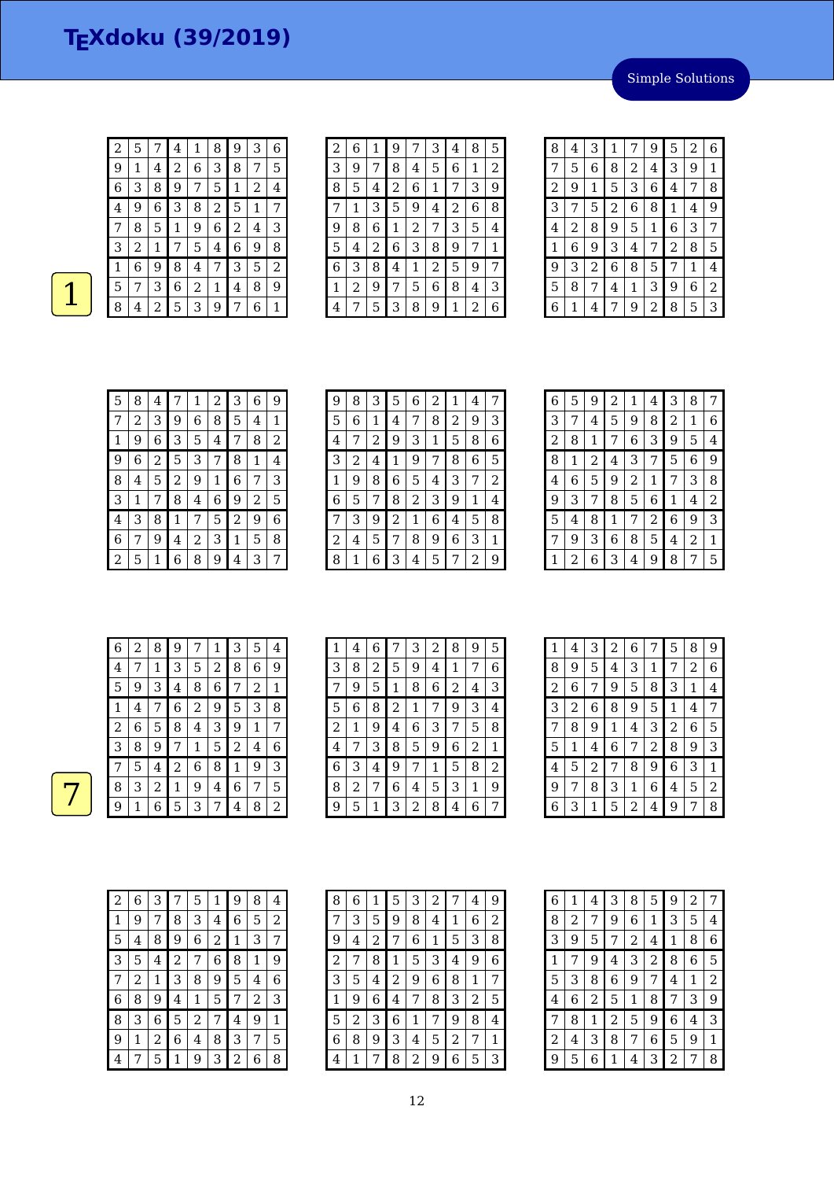# TEXdoku (39/2019)

Simple Solutions

1

| | | | | | | | | |
|---|---|---|---|---|---|---|---|---|
| 2 | 5 | 7 | 4 | 1 | 8 | 9 | 3 | 6 |
| 9 | 1 | 4 | 2 | 6 | 3 | 8 | 7 | 5 |
| 6 | 3 | 8 | 9 | 7 | 5 | 1 | 2 | 4 |
| 4 | 9 | 6 | 3 | 8 | 2 | 5 | 1 | 7 |
| 7 | 8 | 5 | 1 | 9 | 6 | 2 | 4 | 3 |
| 3 | 2 | 1 | 7 | 5 | 4 | 6 | 9 | 8 |
| 1 | 6 | 9 | 8 | 4 | 7 | 3 | 5 | 2 |
| 5 | 7 | 3 | 6 | 2 | 1 | 4 | 8 | 9 |
| 8 | 4 | 2 | 5 | 3 | 9 | 7 | 6 | 1 |

| | | | | | | | | |
|---|---|---|---|---|---|---|---|---|
| 2 | 6 | 1 | 9 | 7 | 3 | 4 | 8 | 5 |
| 3 | 9 | 7 | 8 | 4 | 5 | 6 | 1 | 2 |
| 8 | 5 | 4 | 2 | 6 | 1 | 7 | 3 | 9 |
| 7 | 1 | 3 | 5 | 9 | 4 | 2 | 6 | 8 |
| 9 | 8 | 6 | 1 | 2 | 7 | 3 | 5 | 4 |
| 5 | 4 | 2 | 6 | 3 | 8 | 9 | 7 | 1 |
| 6 | 3 | 8 | 4 | 1 | 2 | 5 | 9 | 7 |
| 1 | 2 | 9 | 7 | 5 | 6 | 8 | 4 | 3 |
| 4 | 7 | 5 | 3 | 8 | 9 | 1 | 2 | 6 |

| | | | | | | | | |
|---|---|---|---|---|---|---|---|---|
| 8 | 4 | 3 | 1 | 7 | 9 | 5 | 2 | 6 |
| 7 | 5 | 6 | 8 | 2 | 4 | 3 | 9 | 1 |
| 2 | 9 | 1 | 5 | 3 | 6 | 4 | 7 | 8 |
| 3 | 7 | 5 | 2 | 6 | 8 | 1 | 4 | 9 |
| 4 | 2 | 8 | 9 | 5 | 1 | 6 | 3 | 7 |
| 1 | 6 | 9 | 3 | 4 | 7 | 2 | 8 | 5 |
| 9 | 3 | 2 | 6 | 8 | 5 | 7 | 1 | 4 |
| 5 | 8 | 7 | 4 | 1 | 3 | 9 | 6 | 2 |
| 6 | 1 | 4 | 7 | 9 | 2 | 8 | 5 | 3 |

| | | | | | | | | |
|---|---|---|---|---|---|---|---|---|
| 5 | 8 | 4 | 7 | 1 | 2 | 3 | 6 | 9 |
| 7 | 2 | 3 | 9 | 6 | 8 | 5 | 4 | 1 |
| 1 | 9 | 6 | 3 | 5 | 4 | 7 | 8 | 2 |
| 9 | 6 | 2 | 5 | 3 | 7 | 8 | 1 | 4 |
| 8 | 4 | 5 | 2 | 9 | 1 | 6 | 7 | 3 |
| 3 | 1 | 7 | 8 | 4 | 6 | 9 | 2 | 5 |
| 4 | 3 | 8 | 1 | 7 | 5 | 2 | 9 | 6 |
| 6 | 7 | 9 | 4 | 2 | 3 | 1 | 5 | 8 |
| 2 | 5 | 1 | 6 | 8 | 9 | 4 | 3 | 7 |

| | | | | | | | | |
|---|---|---|---|---|---|---|---|---|
| 9 | 8 | 3 | 5 | 6 | 2 | 1 | 4 | 7 |
| 5 | 6 | 1 | 4 | 7 | 8 | 2 | 9 | 3 |
| 4 | 7 | 2 | 9 | 3 | 1 | 5 | 8 | 6 |
| 3 | 2 | 4 | 1 | 9 | 7 | 8 | 6 | 5 |
| 1 | 9 | 8 | 6 | 5 | 4 | 3 | 7 | 2 |
| 6 | 5 | 7 | 8 | 2 | 3 | 9 | 1 | 4 |
| 7 | 3 | 9 | 2 | 1 | 6 | 4 | 5 | 8 |
| 2 | 4 | 5 | 7 | 8 | 9 | 6 | 3 | 1 |
| 8 | 1 | 6 | 3 | 4 | 5 | 7 | 2 | 9 |

| | | | | | | | | |
|---|---|---|---|---|---|---|---|---|
| 6 | 5 | 9 | 2 | 1 | 4 | 3 | 8 | 7 |
| 3 | 7 | 4 | 5 | 9 | 8 | 2 | 1 | 6 |
| 2 | 8 | 1 | 7 | 6 | 3 | 9 | 5 | 4 |
| 8 | 1 | 2 | 4 | 3 | 7 | 5 | 6 | 9 |
| 4 | 6 | 5 | 9 | 2 | 1 | 7 | 3 | 8 |
| 9 | 3 | 7 | 8 | 5 | 6 | 1 | 4 | 2 |
| 5 | 4 | 8 | 1 | 7 | 2 | 6 | 9 | 3 |
| 7 | 9 | 3 | 6 | 8 | 5 | 4 | 2 | 1 |
| 1 | 2 | 6 | 3 | 4 | 9 | 8 | 7 | 5 |

7

| | | | | | | | | |
|---|---|---|---|---|---|---|---|---|
| 6 | 2 | 8 | 9 | 7 | 1 | 3 | 5 | 4 |
| 4 | 7 | 1 | 3 | 5 | 2 | 8 | 6 | 9 |
| 5 | 9 | 3 | 4 | 8 | 6 | 7 | 2 | 1 |
| 1 | 4 | 7 | 6 | 2 | 9 | 5 | 3 | 8 |
| 2 | 6 | 5 | 8 | 4 | 3 | 9 | 1 | 7 |
| 3 | 8 | 9 | 7 | 1 | 5 | 2 | 4 | 6 |
| 7 | 5 | 4 | 2 | 6 | 8 | 1 | 9 | 3 |
| 8 | 3 | 2 | 1 | 9 | 4 | 6 | 7 | 5 |
| 9 | 1 | 6 | 5 | 3 | 7 | 4 | 8 | 2 |

| | | | | | | | | |
|---|---|---|---|---|---|---|---|---|
| 1 | 4 | 6 | 7 | 3 | 2 | 8 | 9 | 5 |
| 3 | 8 | 2 | 5 | 9 | 4 | 1 | 7 | 6 |
| 7 | 9 | 5 | 1 | 8 | 6 | 2 | 4 | 3 |
| 5 | 6 | 8 | 2 | 1 | 7 | 9 | 3 | 4 |
| 2 | 1 | 9 | 4 | 6 | 3 | 7 | 5 | 8 |
| 4 | 7 | 3 | 8 | 5 | 9 | 6 | 2 | 1 |
| 6 | 3 | 4 | 9 | 7 | 1 | 5 | 8 | 2 |
| 8 | 2 | 7 | 6 | 4 | 5 | 3 | 1 | 9 |
| 9 | 5 | 1 | 3 | 2 | 8 | 4 | 6 | 7 |

| | | | | | | | | |
|---|---|---|---|---|---|---|---|---|
| 1 | 4 | 3 | 2 | 6 | 7 | 5 | 8 | 9 |
| 8 | 9 | 5 | 4 | 3 | 1 | 7 | 2 | 6 |
| 2 | 6 | 7 | 9 | 5 | 8 | 3 | 1 | 4 |
| 3 | 2 | 6 | 8 | 9 | 5 | 1 | 4 | 7 |
| 7 | 8 | 9 | 1 | 4 | 3 | 2 | 6 | 5 |
| 5 | 1 | 4 | 6 | 7 | 2 | 8 | 9 | 3 |
| 4 | 5 | 2 | 7 | 8 | 9 | 6 | 3 | 1 |
| 9 | 7 | 8 | 3 | 1 | 6 | 4 | 5 | 2 |
| 6 | 3 | 1 | 5 | 2 | 4 | 9 | 7 | 8 |

| | | | | | | | | |
|---|---|---|---|---|---|---|---|---|
| 2 | 6 | 3 | 7 | 5 | 1 | 9 | 8 | 4 |
| 1 | 9 | 7 | 8 | 3 | 4 | 6 | 5 | 2 |
| 5 | 4 | 8 | 9 | 6 | 2 | 1 | 3 | 7 |
| 3 | 5 | 4 | 2 | 7 | 6 | 8 | 1 | 9 |
| 7 | 2 | 1 | 3 | 8 | 9 | 5 | 4 | 6 |
| 6 | 8 | 9 | 4 | 1 | 5 | 7 | 2 | 3 |
| 8 | 3 | 6 | 5 | 2 | 7 | 4 | 9 | 1 |
| 9 | 1 | 2 | 6 | 4 | 8 | 3 | 7 | 5 |
| 4 | 7 | 5 | 1 | 9 | 3 | 2 | 6 | 8 |

| | | | | | | | | |
|---|---|---|---|---|---|---|---|---|
| 8 | 6 | 1 | 5 | 3 | 2 | 7 | 4 | 9 |
| 7 | 3 | 5 | 9 | 8 | 4 | 1 | 6 | 2 |
| 9 | 4 | 2 | 7 | 6 | 1 | 5 | 3 | 8 |
| 2 | 7 | 8 | 1 | 5 | 3 | 4 | 9 | 6 |
| 3 | 5 | 4 | 2 | 9 | 6 | 8 | 1 | 7 |
| 1 | 9 | 6 | 4 | 7 | 8 | 3 | 2 | 5 |
| 5 | 2 | 3 | 6 | 1 | 7 | 9 | 8 | 4 |
| 6 | 8 | 9 | 3 | 4 | 5 | 2 | 7 | 1 |
| 4 | 1 | 7 | 8 | 2 | 9 | 6 | 5 | 3 |

| | | | | | | | | |
|---|---|---|---|---|---|---|---|---|
| 6 | 1 | 4 | 3 | 8 | 5 | 9 | 2 | 7 |
| 8 | 2 | 7 | 9 | 6 | 1 | 3 | 5 | 4 |
| 3 | 9 | 5 | 7 | 2 | 4 | 1 | 8 | 6 |
| 1 | 7 | 9 | 4 | 3 | 2 | 8 | 6 | 5 |
| 5 | 3 | 8 | 6 | 9 | 7 | 4 | 1 | 2 |
| 4 | 6 | 2 | 5 | 1 | 8 | 7 | 3 | 9 |
| 7 | 8 | 1 | 2 | 5 | 9 | 6 | 4 | 3 |
| 2 | 4 | 3 | 8 | 7 | 6 | 5 | 9 | 1 |
| 9 | 5 | 6 | 1 | 4 | 3 | 2 | 7 | 8 |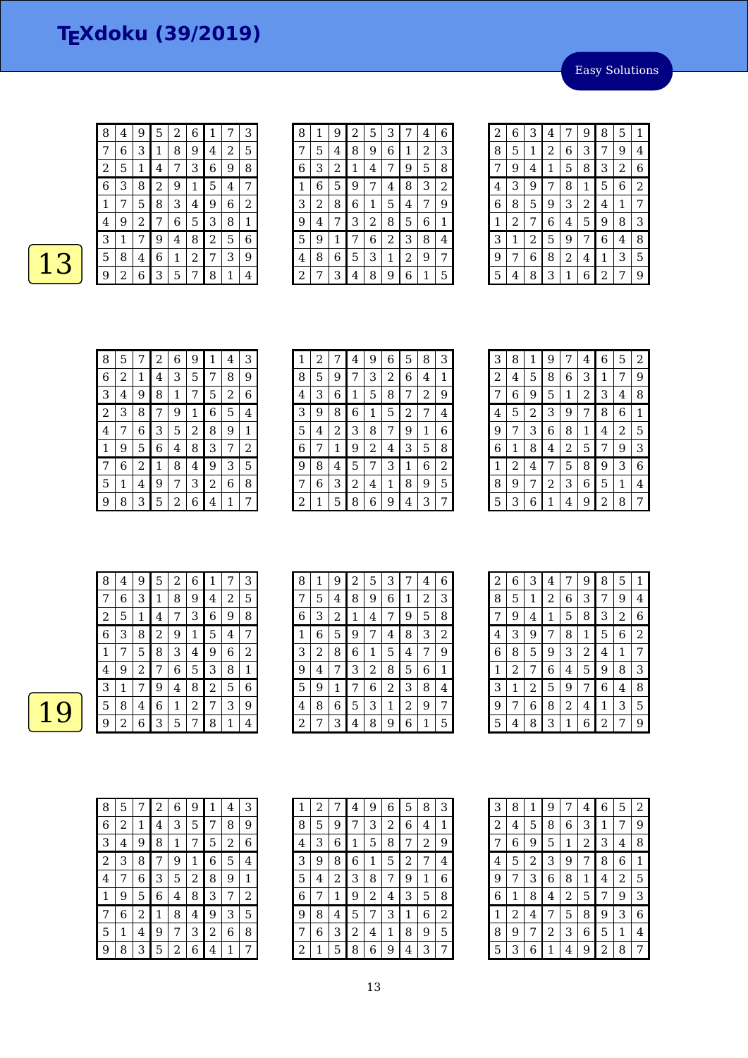# TEXdoku (39/2019)

Easy Solutions

13

| | | | | | | | | |
|---|---|---|---|---|---|---|---|---|
| 8 | 4 | 9 | 5 | 2 | 6 | 1 | 7 | 3 |
| 7 | 6 | 3 | 1 | 8 | 9 | 4 | 2 | 5 |
| 2 | 5 | 1 | 4 | 7 | 3 | 6 | 9 | 8 |
| 6 | 3 | 8 | 2 | 9 | 1 | 5 | 4 | 7 |
| 1 | 7 | 5 | 8 | 3 | 4 | 9 | 6 | 2 |
| 4 | 9 | 2 | 7 | 6 | 5 | 3 | 8 | 1 |
| 3 | 1 | 7 | 9 | 4 | 8 | 2 | 5 | 6 |
| 5 | 8 | 4 | 6 | 1 | 2 | 7 | 3 | 9 |
| 9 | 2 | 6 | 3 | 5 | 7 | 8 | 1 | 4 |

| | | | | | | | | |
|---|---|---|---|---|---|---|---|---|
| 8 | 1 | 9 | 2 | 5 | 3 | 7 | 4 | 6 |
| 7 | 5 | 4 | 8 | 9 | 6 | 1 | 2 | 3 |
| 6 | 3 | 2 | 1 | 4 | 7 | 9 | 5 | 8 |
| 1 | 6 | 5 | 9 | 7 | 4 | 8 | 3 | 2 |
| 3 | 2 | 8 | 6 | 1 | 5 | 4 | 7 | 9 |
| 9 | 4 | 7 | 3 | 2 | 8 | 5 | 6 | 1 |
| 5 | 9 | 1 | 7 | 6 | 2 | 3 | 8 | 4 |
| 4 | 8 | 6 | 5 | 3 | 1 | 2 | 9 | 7 |
| 2 | 7 | 3 | 4 | 8 | 9 | 6 | 1 | 5 |

| | | | | | | | | |
|---|---|---|---|---|---|---|---|---|
| 2 | 6 | 3 | 4 | 7 | 9 | 8 | 5 | 1 |
| 8 | 5 | 1 | 2 | 6 | 3 | 7 | 9 | 4 |
| 7 | 9 | 4 | 1 | 5 | 8 | 3 | 2 | 6 |
| 4 | 3 | 9 | 7 | 8 | 1 | 5 | 6 | 2 |
| 6 | 8 | 5 | 9 | 3 | 2 | 4 | 1 | 7 |
| 1 | 2 | 7 | 6 | 4 | 5 | 9 | 8 | 3 |
| 3 | 1 | 2 | 5 | 9 | 7 | 6 | 4 | 8 |
| 9 | 7 | 6 | 8 | 2 | 4 | 1 | 3 | 5 |
| 5 | 4 | 8 | 3 | 1 | 6 | 2 | 7 | 9 |

| | | | | | | | | |
|---|---|---|---|---|---|---|---|---|
| 8 | 5 | 7 | 2 | 6 | 9 | 1 | 4 | 3 |
| 6 | 2 | 1 | 4 | 3 | 5 | 7 | 8 | 9 |
| 3 | 4 | 9 | 8 | 1 | 7 | 5 | 2 | 6 |
| 2 | 3 | 8 | 7 | 9 | 1 | 6 | 5 | 4 |
| 4 | 7 | 6 | 3 | 5 | 2 | 8 | 9 | 1 |
| 1 | 9 | 5 | 6 | 4 | 8 | 3 | 7 | 2 |
| 7 | 6 | 2 | 1 | 8 | 4 | 9 | 3 | 5 |
| 5 | 1 | 4 | 9 | 7 | 3 | 2 | 6 | 8 |
| 9 | 8 | 3 | 5 | 2 | 6 | 4 | 1 | 7 |

| | | | | | | | | |
|---|---|---|---|---|---|---|---|---|
| 1 | 2 | 7 | 4 | 9 | 6 | 5 | 8 | 3 |
| 8 | 5 | 9 | 7 | 3 | 2 | 6 | 4 | 1 |
| 4 | 3 | 6 | 1 | 5 | 8 | 7 | 2 | 9 |
| 3 | 9 | 8 | 6 | 1 | 5 | 2 | 7 | 4 |
| 5 | 4 | 2 | 3 | 8 | 7 | 9 | 1 | 6 |
| 6 | 7 | 1 | 9 | 2 | 4 | 3 | 5 | 8 |
| 9 | 8 | 4 | 5 | 7 | 3 | 1 | 6 | 2 |
| 7 | 6 | 3 | 2 | 4 | 1 | 8 | 9 | 5 |
| 2 | 1 | 5 | 8 | 6 | 9 | 4 | 3 | 7 |

| | | | | | | | | |
|---|---|---|---|---|---|---|---|---|
| 3 | 8 | 1 | 9 | 7 | 4 | 6 | 5 | 2 |
| 2 | 4 | 5 | 8 | 6 | 3 | 1 | 7 | 9 |
| 7 | 6 | 9 | 5 | 1 | 2 | 3 | 4 | 8 |
| 4 | 5 | 2 | 3 | 9 | 7 | 8 | 6 | 1 |
| 9 | 7 | 3 | 6 | 8 | 1 | 4 | 2 | 5 |
| 6 | 1 | 8 | 4 | 2 | 5 | 7 | 9 | 3 |
| 1 | 2 | 4 | 7 | 5 | 8 | 9 | 3 | 6 |
| 8 | 9 | 7 | 2 | 3 | 6 | 5 | 1 | 4 |
| 5 | 3 | 6 | 1 | 4 | 9 | 2 | 8 | 7 |

19

| | | | | | | | | |
|---|---|---|---|---|---|---|---|---|
| 8 | 4 | 9 | 5 | 2 | 6 | 1 | 7 | 3 |
| 7 | 6 | 3 | 1 | 8 | 9 | 4 | 2 | 5 |
| 2 | 5 | 1 | 4 | 7 | 3 | 6 | 9 | 8 |
| 6 | 3 | 8 | 2 | 9 | 1 | 5 | 4 | 7 |
| 1 | 7 | 5 | 8 | 3 | 4 | 9 | 6 | 2 |
| 4 | 9 | 2 | 7 | 6 | 5 | 3 | 8 | 1 |
| 3 | 1 | 7 | 9 | 4 | 8 | 2 | 5 | 6 |
| 5 | 8 | 4 | 6 | 1 | 2 | 7 | 3 | 9 |
| 9 | 2 | 6 | 3 | 5 | 7 | 8 | 1 | 4 |

| | | | | | | | | |
|---|---|---|---|---|---|---|---|---|
| 8 | 1 | 9 | 2 | 5 | 3 | 7 | 4 | 6 |
| 7 | 5 | 4 | 8 | 9 | 6 | 1 | 2 | 3 |
| 6 | 3 | 2 | 1 | 4 | 7 | 9 | 5 | 8 |
| 1 | 6 | 5 | 9 | 7 | 4 | 8 | 3 | 2 |
| 3 | 2 | 8 | 6 | 1 | 5 | 4 | 7 | 9 |
| 9 | 4 | 7 | 3 | 2 | 8 | 5 | 6 | 1 |
| 5 | 9 | 1 | 7 | 6 | 2 | 3 | 8 | 4 |
| 4 | 8 | 6 | 5 | 3 | 1 | 2 | 9 | 7 |
| 2 | 7 | 3 | 4 | 8 | 9 | 6 | 1 | 5 |

| | | | | | | | | |
|---|---|---|---|---|---|---|---|---|
| 2 | 6 | 3 | 4 | 7 | 9 | 8 | 5 | 1 |
| 8 | 5 | 1 | 2 | 6 | 3 | 7 | 9 | 4 |
| 7 | 9 | 4 | 1 | 5 | 8 | 3 | 2 | 6 |
| 4 | 3 | 9 | 7 | 8 | 1 | 5 | 6 | 2 |
| 6 | 8 | 5 | 9 | 3 | 2 | 4 | 1 | 7 |
| 1 | 2 | 7 | 6 | 4 | 5 | 9 | 8 | 3 |
| 3 | 1 | 2 | 5 | 9 | 7 | 6 | 4 | 8 |
| 9 | 7 | 6 | 8 | 2 | 4 | 1 | 3 | 5 |
| 5 | 4 | 8 | 3 | 1 | 6 | 2 | 7 | 9 |

| | | | | | | | | |
|---|---|---|---|---|---|---|---|---|
| 8 | 5 | 7 | 2 | 6 | 9 | 1 | 4 | 3 |
| 6 | 2 | 1 | 4 | 3 | 5 | 7 | 8 | 9 |
| 3 | 4 | 9 | 8 | 1 | 7 | 5 | 2 | 6 |
| 2 | 3 | 8 | 7 | 9 | 1 | 6 | 5 | 4 |
| 4 | 7 | 6 | 3 | 5 | 2 | 8 | 9 | 1 |
| 1 | 9 | 5 | 6 | 4 | 8 | 3 | 7 | 2 |
| 7 | 6 | 2 | 1 | 8 | 4 | 9 | 3 | 5 |
| 5 | 1 | 4 | 9 | 7 | 3 | 2 | 6 | 8 |
| 9 | 8 | 3 | 5 | 2 | 6 | 4 | 1 | 7 |

| | | | | | | | | |
|---|---|---|---|---|---|---|---|---|
| 1 | 2 | 7 | 4 | 9 | 6 | 5 | 8 | 3 |
| 8 | 5 | 9 | 7 | 3 | 2 | 6 | 4 | 1 |
| 4 | 3 | 6 | 1 | 5 | 8 | 7 | 2 | 9 |
| 3 | 9 | 8 | 6 | 1 | 5 | 2 | 7 | 4 |
| 5 | 4 | 2 | 3 | 8 | 7 | 9 | 1 | 6 |
| 6 | 7 | 1 | 9 | 2 | 4 | 3 | 5 | 8 |
| 9 | 8 | 4 | 5 | 7 | 3 | 1 | 6 | 2 |
| 7 | 6 | 3 | 2 | 4 | 1 | 8 | 9 | 5 |
| 2 | 1 | 5 | 8 | 6 | 9 | 4 | 3 | 7 |

| | | | | | | | | |
|---|---|---|---|---|---|---|---|---|
| 3 | 8 | 1 | 9 | 7 | 4 | 6 | 5 | 2 |
| 2 | 4 | 5 | 8 | 6 | 3 | 1 | 7 | 9 |
| 7 | 6 | 9 | 5 | 1 | 2 | 3 | 4 | 8 |
| 4 | 5 | 2 | 3 | 9 | 7 | 8 | 6 | 1 |
| 9 | 7 | 3 | 6 | 8 | 1 | 4 | 2 | 5 |
| 6 | 1 | 8 | 4 | 2 | 5 | 7 | 9 | 3 |
| 1 | 2 | 4 | 7 | 5 | 8 | 9 | 3 | 6 |
| 8 | 9 | 7 | 2 | 3 | 6 | 5 | 1 | 4 |
| 5 | 3 | 6 | 1 | 4 | 9 | 2 | 8 | 7 |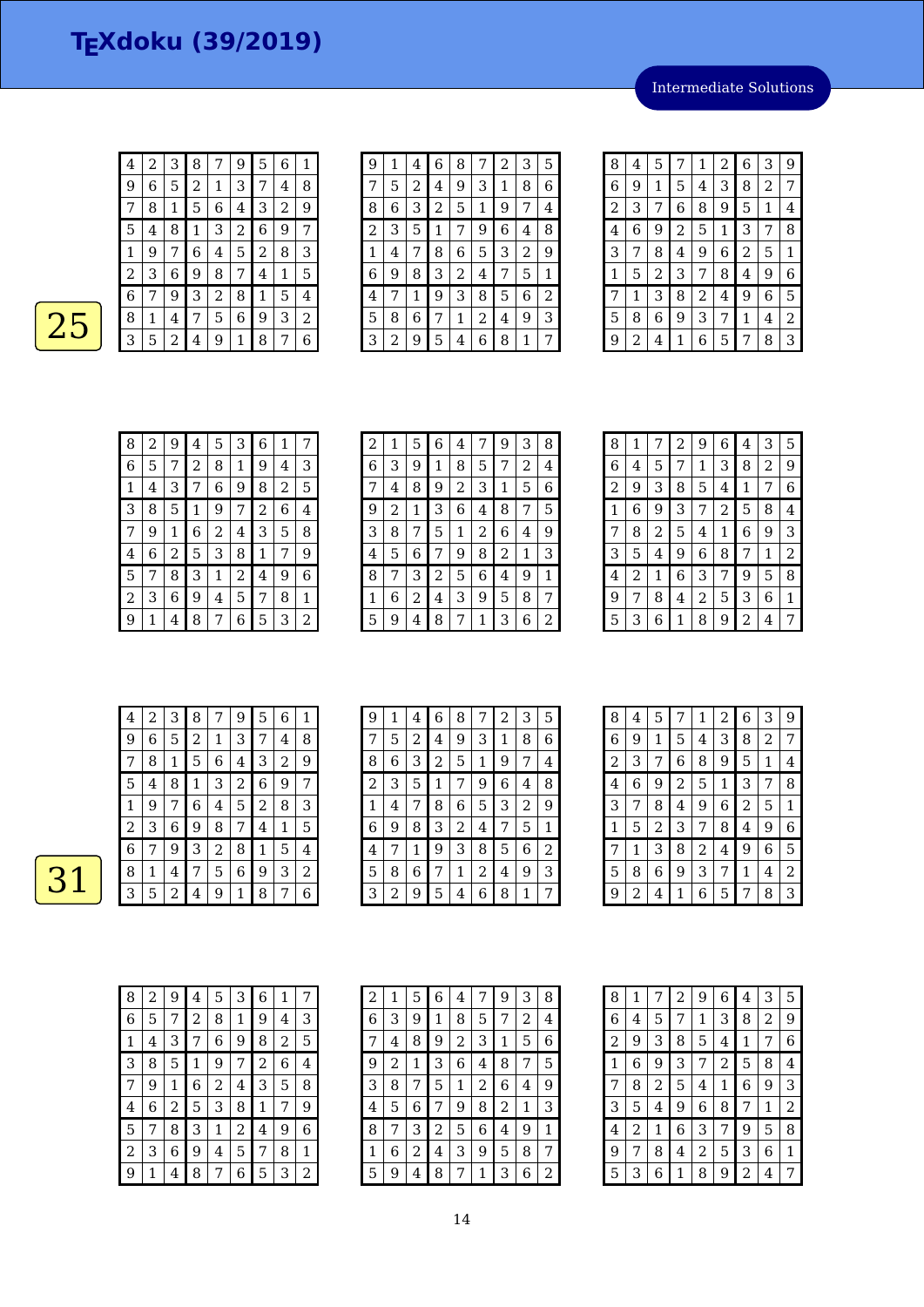# TEXdoku (39/2019)

Intermediate Solutions

## 25

| | | | | | | | | |
|---|---|---|---|---|---|---|---|---|
| 4 | 2 | 3 | 8 | 7 | 9 | 5 | 6 | 1 |
| 9 | 6 | 5 | 2 | 1 | 3 | 7 | 4 | 8 |
| 7 | 8 | 1 | 5 | 6 | 4 | 3 | 2 | 9 |
| 5 | 4 | 8 | 1 | 3 | 2 | 6 | 9 | 7 |
| 1 | 9 | 7 | 6 | 4 | 5 | 2 | 8 | 3 |
| 2 | 3 | 6 | 9 | 8 | 7 | 4 | 1 | 5 |
| 6 | 7 | 9 | 3 | 2 | 8 | 1 | 5 | 4 |
| 8 | 1 | 4 | 7 | 5 | 6 | 9 | 3 | 2 |
| 3 | 5 | 2 | 4 | 9 | 1 | 8 | 7 | 6 |

| | | | | | | | | |
|---|---|---|---|---|---|---|---|---|
| 9 | 1 | 4 | 6 | 8 | 7 | 2 | 3 | 5 |
| 7 | 5 | 2 | 4 | 9 | 3 | 1 | 8 | 6 |
| 8 | 6 | 3 | 2 | 5 | 1 | 9 | 7 | 4 |
| 2 | 3 | 5 | 1 | 7 | 9 | 6 | 4 | 8 |
| 1 | 4 | 7 | 8 | 6 | 5 | 3 | 2 | 9 |
| 6 | 9 | 8 | 3 | 2 | 4 | 7 | 5 | 1 |
| 4 | 7 | 1 | 9 | 3 | 8 | 5 | 6 | 2 |
| 5 | 8 | 6 | 7 | 1 | 2 | 4 | 9 | 3 |
| 3 | 2 | 9 | 5 | 4 | 6 | 8 | 1 | 7 |

| | | | | | | | | |
|---|---|---|---|---|---|---|---|---|
| 8 | 4 | 5 | 7 | 1 | 2 | 6 | 3 | 9 |
| 6 | 9 | 1 | 5 | 4 | 3 | 8 | 2 | 7 |
| 2 | 3 | 7 | 6 | 8 | 9 | 5 | 1 | 4 |
| 4 | 6 | 9 | 2 | 5 | 1 | 3 | 7 | 8 |
| 3 | 7 | 8 | 4 | 9 | 6 | 2 | 5 | 1 |
| 1 | 5 | 2 | 3 | 7 | 8 | 4 | 9 | 6 |
| 7 | 1 | 3 | 8 | 2 | 4 | 9 | 6 | 5 |
| 5 | 8 | 6 | 9 | 3 | 7 | 1 | 4 | 2 |
| 9 | 2 | 4 | 1 | 6 | 5 | 7 | 8 | 3 |

| | | | | | | | | |
|---|---|---|---|---|---|---|---|---|
| 8 | 2 | 9 | 4 | 5 | 3 | 6 | 1 | 7 |
| 6 | 5 | 7 | 2 | 8 | 1 | 9 | 4 | 3 |
| 1 | 4 | 3 | 7 | 6 | 9 | 8 | 2 | 5 |
| 3 | 8 | 5 | 1 | 9 | 7 | 2 | 6 | 4 |
| 7 | 9 | 1 | 6 | 2 | 4 | 3 | 5 | 8 |
| 4 | 6 | 2 | 5 | 3 | 8 | 1 | 7 | 9 |
| 5 | 7 | 8 | 3 | 1 | 2 | 4 | 9 | 6 |
| 2 | 3 | 6 | 9 | 4 | 5 | 7 | 8 | 1 |
| 9 | 1 | 4 | 8 | 7 | 6 | 5 | 3 | 2 |

| | | | | | | | | |
|---|---|---|---|---|---|---|---|---|
| 2 | 1 | 5 | 6 | 4 | 7 | 9 | 3 | 8 |
| 6 | 3 | 9 | 1 | 8 | 5 | 7 | 2 | 4 |
| 7 | 4 | 8 | 9 | 2 | 3 | 1 | 5 | 6 |
| 9 | 2 | 1 | 3 | 6 | 4 | 8 | 7 | 5 |
| 3 | 8 | 7 | 5 | 1 | 2 | 6 | 4 | 9 |
| 4 | 5 | 6 | 7 | 9 | 8 | 2 | 1 | 3 |
| 8 | 7 | 3 | 2 | 5 | 6 | 4 | 9 | 1 |
| 1 | 6 | 2 | 4 | 3 | 9 | 5 | 8 | 7 |
| 5 | 9 | 4 | 8 | 7 | 1 | 3 | 6 | 2 |

| | | | | | | | | |
|---|---|---|---|---|---|---|---|---|
| 8 | 1 | 7 | 2 | 9 | 6 | 4 | 3 | 5 |
| 6 | 4 | 5 | 7 | 1 | 3 | 8 | 2 | 9 |
| 2 | 9 | 3 | 8 | 5 | 4 | 1 | 7 | 6 |
| 1 | 6 | 9 | 3 | 7 | 2 | 5 | 8 | 4 |
| 7 | 8 | 2 | 5 | 4 | 1 | 6 | 9 | 3 |
| 3 | 5 | 4 | 9 | 6 | 8 | 7 | 1 | 2 |
| 4 | 2 | 1 | 6 | 3 | 7 | 9 | 5 | 8 |
| 9 | 7 | 8 | 4 | 2 | 5 | 3 | 6 | 1 |
| 5 | 3 | 6 | 1 | 8 | 9 | 2 | 4 | 7 |

## 31

| | | | | | | | | |
|---|---|---|---|---|---|---|---|---|
| 4 | 2 | 3 | 8 | 7 | 9 | 5 | 6 | 1 |
| 9 | 6 | 5 | 2 | 1 | 3 | 7 | 4 | 8 |
| 7 | 8 | 1 | 5 | 6 | 4 | 3 | 2 | 9 |
| 5 | 4 | 8 | 1 | 3 | 2 | 6 | 9 | 7 |
| 1 | 9 | 7 | 6 | 4 | 5 | 2 | 8 | 3 |
| 2 | 3 | 6 | 9 | 8 | 7 | 4 | 1 | 5 |
| 6 | 7 | 9 | 3 | 2 | 8 | 1 | 5 | 4 |
| 8 | 1 | 4 | 7 | 5 | 6 | 9 | 3 | 2 |
| 3 | 5 | 2 | 4 | 9 | 1 | 8 | 7 | 6 |

| | | | | | | | | |
|---|---|---|---|---|---|---|---|---|
| 9 | 1 | 4 | 6 | 8 | 7 | 2 | 3 | 5 |
| 7 | 5 | 2 | 4 | 9 | 3 | 1 | 8 | 6 |
| 8 | 6 | 3 | 2 | 5 | 1 | 9 | 7 | 4 |
| 2 | 3 | 5 | 1 | 7 | 9 | 6 | 4 | 8 |
| 1 | 4 | 7 | 8 | 6 | 5 | 3 | 2 | 9 |
| 6 | 9 | 8 | 3 | 2 | 4 | 7 | 5 | 1 |
| 4 | 7 | 1 | 9 | 3 | 8 | 5 | 6 | 2 |
| 5 | 8 | 6 | 7 | 1 | 2 | 4 | 9 | 3 |
| 3 | 2 | 9 | 5 | 4 | 6 | 8 | 1 | 7 |

| | | | | | | | | |
|---|---|---|---|---|---|---|---|---|
| 8 | 4 | 5 | 7 | 1 | 2 | 6 | 3 | 9 |
| 6 | 9 | 1 | 5 | 4 | 3 | 8 | 2 | 7 |
| 2 | 3 | 7 | 6 | 8 | 9 | 5 | 1 | 4 |
| 4 | 6 | 9 | 2 | 5 | 1 | 3 | 7 | 8 |
| 3 | 7 | 8 | 4 | 9 | 6 | 2 | 5 | 1 |
| 1 | 5 | 2 | 3 | 7 | 8 | 4 | 9 | 6 |
| 7 | 1 | 3 | 8 | 2 | 4 | 9 | 6 | 5 |
| 5 | 8 | 6 | 9 | 3 | 7 | 1 | 4 | 2 |
| 9 | 2 | 4 | 1 | 6 | 5 | 7 | 8 | 3 |

| | | | | | | | | |
|---|---|---|---|---|---|---|---|---|
| 8 | 2 | 9 | 4 | 5 | 3 | 6 | 1 | 7 |
| 6 | 5 | 7 | 2 | 8 | 1 | 9 | 4 | 3 |
| 1 | 4 | 3 | 7 | 6 | 9 | 8 | 2 | 5 |
| 3 | 8 | 5 | 1 | 9 | 7 | 2 | 6 | 4 |
| 7 | 9 | 1 | 6 | 2 | 4 | 3 | 5 | 8 |
| 4 | 6 | 2 | 5 | 3 | 8 | 1 | 7 | 9 |
| 5 | 7 | 8 | 3 | 1 | 2 | 4 | 9 | 6 |
| 2 | 3 | 6 | 9 | 4 | 5 | 7 | 8 | 1 |
| 9 | 1 | 4 | 8 | 7 | 6 | 5 | 3 | 2 |

| | | | | | | | | |
|---|---|---|---|---|---|---|---|---|
| 2 | 1 | 5 | 6 | 4 | 7 | 9 | 3 | 8 |
| 6 | 3 | 9 | 1 | 8 | 5 | 7 | 2 | 4 |
| 7 | 4 | 8 | 9 | 2 | 3 | 1 | 5 | 6 |
| 9 | 2 | 1 | 3 | 6 | 4 | 8 | 7 | 5 |
| 3 | 8 | 7 | 5 | 1 | 2 | 6 | 4 | 9 |
| 4 | 5 | 6 | 7 | 9 | 8 | 2 | 1 | 3 |
| 8 | 7 | 3 | 2 | 5 | 6 | 4 | 9 | 1 |
| 1 | 6 | 2 | 4 | 3 | 9 | 5 | 8 | 7 |
| 5 | 9 | 4 | 8 | 7 | 1 | 3 | 6 | 2 |

| | | | | | | | | |
|---|---|---|---|---|---|---|---|---|
| 8 | 1 | 7 | 2 | 9 | 6 | 4 | 3 | 5 |
| 6 | 4 | 5 | 7 | 1 | 3 | 8 | 2 | 9 |
| 2 | 9 | 3 | 8 | 5 | 4 | 1 | 7 | 6 |
| 1 | 6 | 9 | 3 | 7 | 2 | 5 | 8 | 4 |
| 7 | 8 | 2 | 5 | 4 | 1 | 6 | 9 | 3 |
| 3 | 5 | 4 | 9 | 6 | 8 | 7 | 1 | 2 |
| 4 | 2 | 1 | 6 | 3 | 7 | 9 | 5 | 8 |
| 9 | 7 | 8 | 4 | 2 | 5 | 3 | 6 | 1 |
| 5 | 3 | 6 | 1 | 8 | 9 | 2 | 4 | 7 |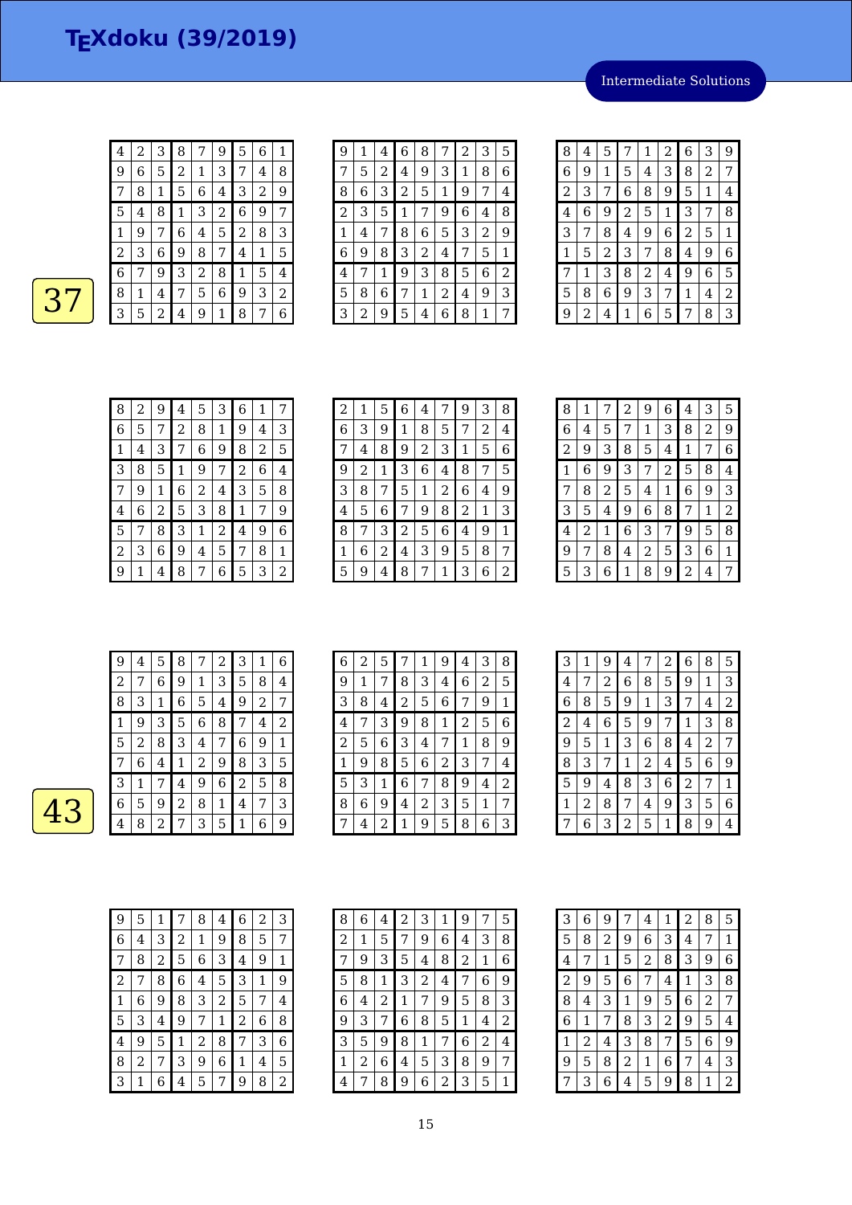# TEXdoku (39/2019)

Intermediate Solutions

**37**

| | | | | | | | | |
|---|---|---|---|---|---|---|---|---|
| 4 | 2 | 3 | 8 | 7 | 9 | 5 | 6 | 1 |
| 9 | 6 | 5 | 2 | 1 | 3 | 7 | 4 | 8 |
| 7 | 8 | 1 | 5 | 6 | 4 | 3 | 2 | 9 |
| 5 | 4 | 8 | 1 | 3 | 2 | 6 | 9 | 7 |
| 1 | 9 | 7 | 6 | 4 | 5 | 2 | 8 | 3 |
| 2 | 3 | 6 | 9 | 8 | 7 | 4 | 1 | 5 |
| 6 | 7 | 9 | 3 | 2 | 8 | 1 | 5 | 4 |
| 8 | 1 | 4 | 7 | 5 | 6 | 9 | 3 | 2 |
| 3 | 5 | 2 | 4 | 9 | 1 | 8 | 7 | 6 |

| | | | | | | | | |
|---|---|---|---|---|---|---|---|---|
| 9 | 1 | 4 | 6 | 8 | 7 | 2 | 3 | 5 |
| 7 | 5 | 2 | 4 | 9 | 3 | 1 | 8 | 6 |
| 8 | 6 | 3 | 2 | 5 | 1 | 9 | 7 | 4 |
| 2 | 3 | 5 | 1 | 7 | 9 | 6 | 4 | 8 |
| 1 | 4 | 7 | 8 | 6 | 5 | 3 | 2 | 9 |
| 6 | 9 | 8 | 3 | 2 | 4 | 7 | 5 | 1 |
| 4 | 7 | 1 | 9 | 3 | 8 | 5 | 6 | 2 |
| 5 | 8 | 6 | 7 | 1 | 2 | 4 | 9 | 3 |
| 3 | 2 | 9 | 5 | 4 | 6 | 8 | 1 | 7 |

| | | | | | | | | |
|---|---|---|---|---|---|---|---|---|
| 8 | 4 | 5 | 7 | 1 | 2 | 6 | 3 | 9 |
| 6 | 9 | 1 | 5 | 4 | 3 | 8 | 2 | 7 |
| 2 | 3 | 7 | 6 | 8 | 9 | 5 | 1 | 4 |
| 4 | 6 | 9 | 2 | 5 | 1 | 3 | 7 | 8 |
| 3 | 7 | 8 | 4 | 9 | 6 | 2 | 5 | 1 |
| 1 | 5 | 2 | 3 | 7 | 8 | 4 | 9 | 6 |
| 7 | 1 | 3 | 8 | 2 | 4 | 9 | 6 | 5 |
| 5 | 8 | 6 | 9 | 3 | 7 | 1 | 4 | 2 |
| 9 | 2 | 4 | 1 | 6 | 5 | 7 | 8 | 3 |

| | | | | | | | | |
|---|---|---|---|---|---|---|---|---|
| 8 | 2 | 9 | 4 | 5 | 3 | 6 | 1 | 7 |
| 6 | 5 | 7 | 2 | 8 | 1 | 9 | 4 | 3 |
| 1 | 4 | 3 | 7 | 6 | 9 | 8 | 2 | 5 |
| 3 | 8 | 5 | 1 | 9 | 7 | 2 | 6 | 4 |
| 7 | 9 | 1 | 6 | 2 | 4 | 3 | 5 | 8 |
| 4 | 6 | 2 | 5 | 3 | 8 | 1 | 7 | 9 |
| 5 | 7 | 8 | 3 | 1 | 2 | 4 | 9 | 6 |
| 2 | 3 | 6 | 9 | 4 | 5 | 7 | 8 | 1 |
| 9 | 1 | 4 | 8 | 7 | 6 | 5 | 3 | 2 |

| | | | | | | | | |
|---|---|---|---|---|---|---|---|---|
| 2 | 1 | 5 | 6 | 4 | 7 | 9 | 3 | 8 |
| 6 | 3 | 9 | 1 | 8 | 5 | 7 | 2 | 4 |
| 7 | 4 | 8 | 9 | 2 | 3 | 1 | 5 | 6 |
| 9 | 2 | 1 | 3 | 6 | 4 | 8 | 7 | 5 |
| 3 | 8 | 7 | 5 | 1 | 2 | 6 | 4 | 9 |
| 4 | 5 | 6 | 7 | 9 | 8 | 2 | 1 | 3 |
| 8 | 7 | 3 | 2 | 5 | 6 | 4 | 9 | 1 |
| 1 | 6 | 2 | 4 | 3 | 9 | 5 | 8 | 7 |
| 5 | 9 | 4 | 8 | 7 | 1 | 3 | 6 | 2 |

| | | | | | | | | |
|---|---|---|---|---|---|---|---|---|
| 8 | 1 | 7 | 2 | 9 | 6 | 4 | 3 | 5 |
| 6 | 4 | 5 | 7 | 1 | 3 | 8 | 2 | 9 |
| 2 | 9 | 3 | 8 | 5 | 4 | 1 | 7 | 6 |
| 1 | 6 | 9 | 3 | 7 | 2 | 5 | 8 | 4 |
| 7 | 8 | 2 | 5 | 4 | 1 | 6 | 9 | 3 |
| 3 | 5 | 4 | 9 | 6 | 8 | 7 | 1 | 2 |
| 4 | 2 | 1 | 6 | 3 | 7 | 9 | 5 | 8 |
| 9 | 7 | 8 | 4 | 2 | 5 | 3 | 6 | 1 |
| 5 | 3 | 6 | 1 | 8 | 9 | 2 | 4 | 7 |

**43**

| | | | | | | | | |
|---|---|---|---|---|---|---|---|---|
| 9 | 4 | 5 | 8 | 7 | 2 | 3 | 1 | 6 |
| 2 | 7 | 6 | 9 | 1 | 3 | 5 | 8 | 4 |
| 8 | 3 | 1 | 6 | 5 | 4 | 9 | 2 | 7 |
| 1 | 9 | 3 | 5 | 6 | 8 | 7 | 4 | 2 |
| 5 | 2 | 8 | 3 | 4 | 7 | 6 | 9 | 1 |
| 7 | 6 | 4 | 1 | 2 | 9 | 8 | 3 | 5 |
| 3 | 1 | 7 | 4 | 9 | 6 | 2 | 5 | 8 |
| 6 | 5 | 9 | 2 | 8 | 1 | 4 | 7 | 3 |
| 4 | 8 | 2 | 7 | 3 | 5 | 1 | 6 | 9 |

| | | | | | | | | |
|---|---|---|---|---|---|---|---|---|
| 6 | 2 | 5 | 7 | 1 | 9 | 4 | 3 | 8 |
| 9 | 1 | 7 | 8 | 3 | 4 | 6 | 2 | 5 |
| 3 | 8 | 4 | 2 | 5 | 6 | 7 | 9 | 1 |
| 4 | 7 | 3 | 9 | 8 | 1 | 2 | 5 | 6 |
| 2 | 5 | 6 | 3 | 4 | 7 | 1 | 8 | 9 |
| 1 | 9 | 8 | 5 | 6 | 2 | 3 | 7 | 4 |
| 5 | 3 | 1 | 6 | 7 | 8 | 9 | 4 | 2 |
| 8 | 6 | 9 | 4 | 2 | 3 | 5 | 1 | 7 |
| 7 | 4 | 2 | 1 | 9 | 5 | 8 | 6 | 3 |

| | | | | | | | | |
|---|---|---|---|---|---|---|---|---|
| 3 | 1 | 9 | 4 | 7 | 2 | 6 | 8 | 5 |
| 4 | 7 | 2 | 6 | 8 | 5 | 9 | 1 | 3 |
| 6 | 8 | 5 | 9 | 1 | 3 | 7 | 4 | 2 |
| 2 | 4 | 6 | 5 | 9 | 7 | 1 | 3 | 8 |
| 9 | 5 | 1 | 3 | 6 | 8 | 4 | 2 | 7 |
| 8 | 3 | 7 | 1 | 2 | 4 | 5 | 6 | 9 |
| 5 | 9 | 4 | 8 | 3 | 6 | 2 | 7 | 1 |
| 1 | 2 | 8 | 7 | 4 | 9 | 3 | 5 | 6 |
| 7 | 6 | 3 | 2 | 5 | 1 | 8 | 9 | 4 |

| | | | | | | | | |
|---|---|---|---|---|---|---|---|---|
| 9 | 5 | 1 | 7 | 8 | 4 | 6 | 2 | 3 |
| 6 | 4 | 3 | 2 | 1 | 9 | 8 | 5 | 7 |
| 7 | 8 | 2 | 5 | 6 | 3 | 4 | 9 | 1 |
| 2 | 7 | 8 | 6 | 4 | 5 | 3 | 1 | 9 |
| 1 | 6 | 9 | 8 | 3 | 2 | 5 | 7 | 4 |
| 5 | 3 | 4 | 9 | 7 | 1 | 2 | 6 | 8 |
| 4 | 9 | 5 | 1 | 2 | 8 | 7 | 3 | 6 |
| 8 | 2 | 7 | 3 | 9 | 6 | 1 | 4 | 5 |
| 3 | 1 | 6 | 4 | 5 | 7 | 9 | 8 | 2 |

| | | | | | | | | |
|---|---|---|---|---|---|---|---|---|
| 8 | 6 | 4 | 2 | 3 | 1 | 9 | 7 | 5 |
| 2 | 1 | 5 | 7 | 9 | 6 | 4 | 3 | 8 |
| 7 | 9 | 3 | 5 | 4 | 8 | 2 | 1 | 6 |
| 5 | 8 | 1 | 3 | 2 | 4 | 7 | 6 | 9 |
| 6 | 4 | 2 | 1 | 7 | 9 | 5 | 8 | 3 |
| 9 | 3 | 7 | 6 | 8 | 5 | 1 | 4 | 2 |
| 3 | 5 | 9 | 8 | 1 | 7 | 6 | 2 | 4 |
| 1 | 2 | 6 | 4 | 5 | 3 | 8 | 9 | 7 |
| 4 | 7 | 8 | 9 | 6 | 2 | 3 | 5 | 1 |

| | | | | | | | | |
|---|---|---|---|---|---|---|---|---|
| 3 | 6 | 9 | 7 | 4 | 1 | 2 | 8 | 5 |
| 5 | 8 | 2 | 9 | 6 | 3 | 4 | 7 | 1 |
| 4 | 7 | 1 | 5 | 2 | 8 | 3 | 9 | 6 |
| 2 | 9 | 5 | 6 | 7 | 4 | 1 | 3 | 8 |
| 8 | 4 | 3 | 1 | 9 | 5 | 6 | 2 | 7 |
| 6 | 1 | 7 | 8 | 3 | 2 | 9 | 5 | 4 |
| 1 | 2 | 4 | 3 | 8 | 7 | 5 | 6 | 9 |
| 9 | 5 | 8 | 2 | 1 | 6 | 7 | 4 | 3 |
| 7 | 3 | 6 | 4 | 5 | 9 | 8 | 1 | 2 |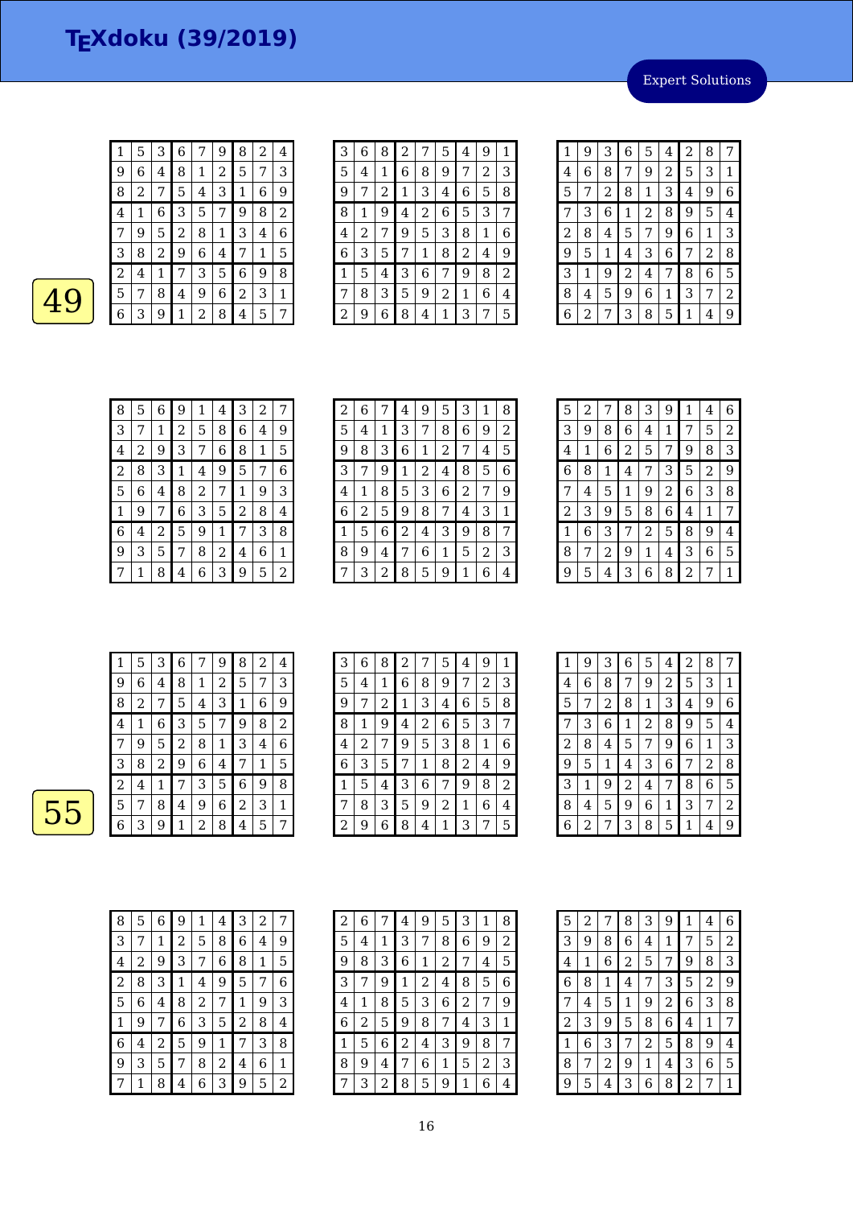# TEXdoku (39/2019)

Expert Solutions

49

| | | | | | | | | |
|---|---|---|---|---|---|---|---|---|
| 1 | 5 | 3 | 6 | 7 | 9 | 8 | 2 | 4 |
| 9 | 6 | 4 | 8 | 1 | 2 | 5 | 7 | 3 |
| 8 | 2 | 7 | 5 | 4 | 3 | 1 | 6 | 9 |
| 4 | 1 | 6 | 3 | 5 | 7 | 9 | 8 | 2 |
| 7 | 9 | 5 | 2 | 8 | 1 | 3 | 4 | 6 |
| 3 | 8 | 2 | 9 | 6 | 4 | 7 | 1 | 5 |
| 2 | 4 | 1 | 7 | 3 | 5 | 6 | 9 | 8 |
| 5 | 7 | 8 | 4 | 9 | 6 | 2 | 3 | 1 |
| 6 | 3 | 9 | 1 | 2 | 8 | 4 | 5 | 7 |

| | | | | | | | | |
|---|---|---|---|---|---|---|---|---|
| 3 | 6 | 8 | 2 | 7 | 5 | 4 | 9 | 1 |
| 5 | 4 | 1 | 6 | 8 | 9 | 7 | 2 | 3 |
| 9 | 7 | 2 | 1 | 3 | 4 | 6 | 5 | 8 |
| 8 | 1 | 9 | 4 | 2 | 6 | 5 | 3 | 7 |
| 4 | 2 | 7 | 9 | 5 | 3 | 8 | 1 | 6 |
| 6 | 3 | 5 | 7 | 1 | 8 | 2 | 4 | 9 |
| 1 | 5 | 4 | 3 | 6 | 7 | 9 | 8 | 2 |
| 7 | 8 | 3 | 5 | 9 | 2 | 1 | 6 | 4 |
| 2 | 9 | 6 | 8 | 4 | 1 | 3 | 7 | 5 |

| | | | | | | | | |
|---|---|---|---|---|---|---|---|---|
| 1 | 9 | 3 | 6 | 5 | 4 | 2 | 8 | 7 |
| 4 | 6 | 8 | 7 | 9 | 2 | 5 | 3 | 1 |
| 5 | 7 | 2 | 8 | 1 | 3 | 4 | 9 | 6 |
| 7 | 3 | 6 | 1 | 2 | 8 | 9 | 5 | 4 |
| 2 | 8 | 4 | 5 | 7 | 9 | 6 | 1 | 3 |
| 9 | 5 | 1 | 4 | 3 | 6 | 7 | 2 | 8 |
| 3 | 1 | 9 | 2 | 4 | 7 | 8 | 6 | 5 |
| 8 | 4 | 5 | 9 | 6 | 1 | 3 | 7 | 2 |
| 6 | 2 | 7 | 3 | 8 | 5 | 1 | 4 | 9 |

| | | | | | | | | |
|---|---|---|---|---|---|---|---|---|
| 8 | 5 | 6 | 9 | 1 | 4 | 3 | 2 | 7 |
| 3 | 7 | 1 | 2 | 5 | 8 | 6 | 4 | 9 |
| 4 | 2 | 9 | 3 | 7 | 6 | 8 | 1 | 5 |
| 2 | 8 | 3 | 1 | 4 | 9 | 5 | 7 | 6 |
| 5 | 6 | 4 | 8 | 2 | 7 | 1 | 9 | 3 |
| 1 | 9 | 7 | 6 | 3 | 5 | 2 | 8 | 4 |
| 6 | 4 | 2 | 5 | 9 | 1 | 7 | 3 | 8 |
| 9 | 3 | 5 | 7 | 8 | 2 | 4 | 6 | 1 |
| 7 | 1 | 8 | 4 | 6 | 3 | 9 | 5 | 2 |

| | | | | | | | | |
|---|---|---|---|---|---|---|---|---|
| 2 | 6 | 7 | 4 | 9 | 5 | 3 | 1 | 8 |
| 5 | 4 | 1 | 3 | 7 | 8 | 6 | 9 | 2 |
| 9 | 8 | 3 | 6 | 1 | 2 | 7 | 4 | 5 |
| 3 | 7 | 9 | 1 | 2 | 4 | 8 | 5 | 6 |
| 4 | 1 | 8 | 5 | 3 | 6 | 2 | 7 | 9 |
| 6 | 2 | 5 | 9 | 8 | 7 | 4 | 3 | 1 |
| 1 | 5 | 6 | 2 | 4 | 3 | 9 | 8 | 7 |
| 8 | 9 | 4 | 7 | 6 | 1 | 5 | 2 | 3 |
| 7 | 3 | 2 | 8 | 5 | 9 | 1 | 6 | 4 |

| | | | | | | | | |
|---|---|---|---|---|---|---|---|---|
| 5 | 2 | 7 | 8 | 3 | 9 | 1 | 4 | 6 |
| 3 | 9 | 8 | 6 | 4 | 1 | 7 | 5 | 2 |
| 4 | 1 | 6 | 2 | 5 | 7 | 9 | 8 | 3 |
| 6 | 8 | 1 | 4 | 7 | 3 | 5 | 2 | 9 |
| 7 | 4 | 5 | 1 | 9 | 2 | 6 | 3 | 8 |
| 2 | 3 | 9 | 5 | 8 | 6 | 4 | 1 | 7 |
| 1 | 6 | 3 | 7 | 2 | 5 | 8 | 9 | 4 |
| 8 | 7 | 2 | 9 | 1 | 4 | 3 | 6 | 5 |
| 9 | 5 | 4 | 3 | 6 | 8 | 2 | 7 | 1 |

55

| | | | | | | | | |
|---|---|---|---|---|---|---|---|---|
| 1 | 5 | 3 | 6 | 7 | 9 | 8 | 2 | 4 |
| 9 | 6 | 4 | 8 | 1 | 2 | 5 | 7 | 3 |
| 8 | 2 | 7 | 5 | 4 | 3 | 1 | 6 | 9 |
| 4 | 1 | 6 | 3 | 5 | 7 | 9 | 8 | 2 |
| 7 | 9 | 5 | 2 | 8 | 1 | 3 | 4 | 6 |
| 3 | 8 | 2 | 9 | 6 | 4 | 7 | 1 | 5 |
| 2 | 4 | 1 | 7 | 3 | 5 | 6 | 9 | 8 |
| 5 | 7 | 8 | 4 | 9 | 6 | 2 | 3 | 1 |
| 6 | 3 | 9 | 1 | 2 | 8 | 4 | 5 | 7 |

| | | | | | | | | |
|---|---|---|---|---|---|---|---|---|
| 3 | 6 | 8 | 2 | 7 | 5 | 4 | 9 | 1 |
| 5 | 4 | 1 | 6 | 8 | 9 | 7 | 2 | 3 |
| 9 | 7 | 2 | 1 | 3 | 4 | 6 | 5 | 8 |
| 8 | 1 | 9 | 4 | 2 | 6 | 5 | 3 | 7 |
| 4 | 2 | 7 | 9 | 5 | 3 | 8 | 1 | 6 |
| 6 | 3 | 5 | 7 | 1 | 8 | 2 | 4 | 9 |
| 1 | 5 | 4 | 3 | 6 | 7 | 9 | 8 | 2 |
| 7 | 8 | 3 | 5 | 9 | 2 | 1 | 6 | 4 |
| 2 | 9 | 6 | 8 | 4 | 1 | 3 | 7 | 5 |

| | | | | | | | | |
|---|---|---|---|---|---|---|---|---|
| 1 | 9 | 3 | 6 | 5 | 4 | 2 | 8 | 7 |
| 4 | 6 | 8 | 7 | 9 | 2 | 5 | 3 | 1 |
| 5 | 7 | 2 | 8 | 1 | 3 | 4 | 9 | 6 |
| 7 | 3 | 6 | 1 | 2 | 8 | 9 | 5 | 4 |
| 2 | 8 | 4 | 5 | 7 | 9 | 6 | 1 | 3 |
| 9 | 5 | 1 | 4 | 3 | 6 | 7 | 2 | 8 |
| 3 | 1 | 9 | 2 | 4 | 7 | 8 | 6 | 5 |
| 8 | 4 | 5 | 9 | 6 | 1 | 3 | 7 | 2 |
| 6 | 2 | 7 | 3 | 8 | 5 | 1 | 4 | 9 |

| | | | | | | | | |
|---|---|---|---|---|---|---|---|---|
| 8 | 5 | 6 | 9 | 1 | 4 | 3 | 2 | 7 |
| 3 | 7 | 1 | 2 | 5 | 8 | 6 | 4 | 9 |
| 4 | 2 | 9 | 3 | 7 | 6 | 8 | 1 | 5 |
| 2 | 8 | 3 | 1 | 4 | 9 | 5 | 7 | 6 |
| 5 | 6 | 4 | 8 | 2 | 7 | 1 | 9 | 3 |
| 1 | 9 | 7 | 6 | 3 | 5 | 2 | 8 | 4 |
| 6 | 4 | 2 | 5 | 9 | 1 | 7 | 3 | 8 |
| 9 | 3 | 5 | 7 | 8 | 2 | 4 | 6 | 1 |
| 7 | 1 | 8 | 4 | 6 | 3 | 9 | 5 | 2 |

| | | | | | | | | |
|---|---|---|---|---|---|---|---|---|
| 2 | 6 | 7 | 4 | 9 | 5 | 3 | 1 | 8 |
| 5 | 4 | 1 | 3 | 7 | 8 | 6 | 9 | 2 |
| 9 | 8 | 3 | 6 | 1 | 2 | 7 | 4 | 5 |
| 3 | 7 | 9 | 1 | 2 | 4 | 8 | 5 | 6 |
| 4 | 1 | 8 | 5 | 3 | 6 | 2 | 7 | 9 |
| 6 | 2 | 5 | 9 | 8 | 7 | 4 | 3 | 1 |
| 1 | 5 | 6 | 2 | 4 | 3 | 9 | 8 | 7 |
| 8 | 9 | 4 | 7 | 6 | 1 | 5 | 2 | 3 |
| 7 | 3 | 2 | 8 | 5 | 9 | 1 | 6 | 4 |

| | | | | | | | | |
|---|---|---|---|---|---|---|---|---|
| 5 | 2 | 7 | 8 | 3 | 9 | 1 | 4 | 6 |
| 3 | 9 | 8 | 6 | 4 | 1 | 7 | 5 | 2 |
| 4 | 1 | 6 | 2 | 5 | 7 | 9 | 8 | 3 |
| 6 | 8 | 1 | 4 | 7 | 3 | 5 | 2 | 9 |
| 7 | 4 | 5 | 1 | 9 | 2 | 6 | 3 | 8 |
| 2 | 3 | 9 | 5 | 8 | 6 | 4 | 1 | 7 |
| 1 | 6 | 3 | 7 | 2 | 5 | 8 | 9 | 4 |
| 8 | 7 | 2 | 9 | 1 | 4 | 3 | 6 | 5 |
| 9 | 5 | 4 | 3 | 6 | 8 | 2 | 7 | 1 |